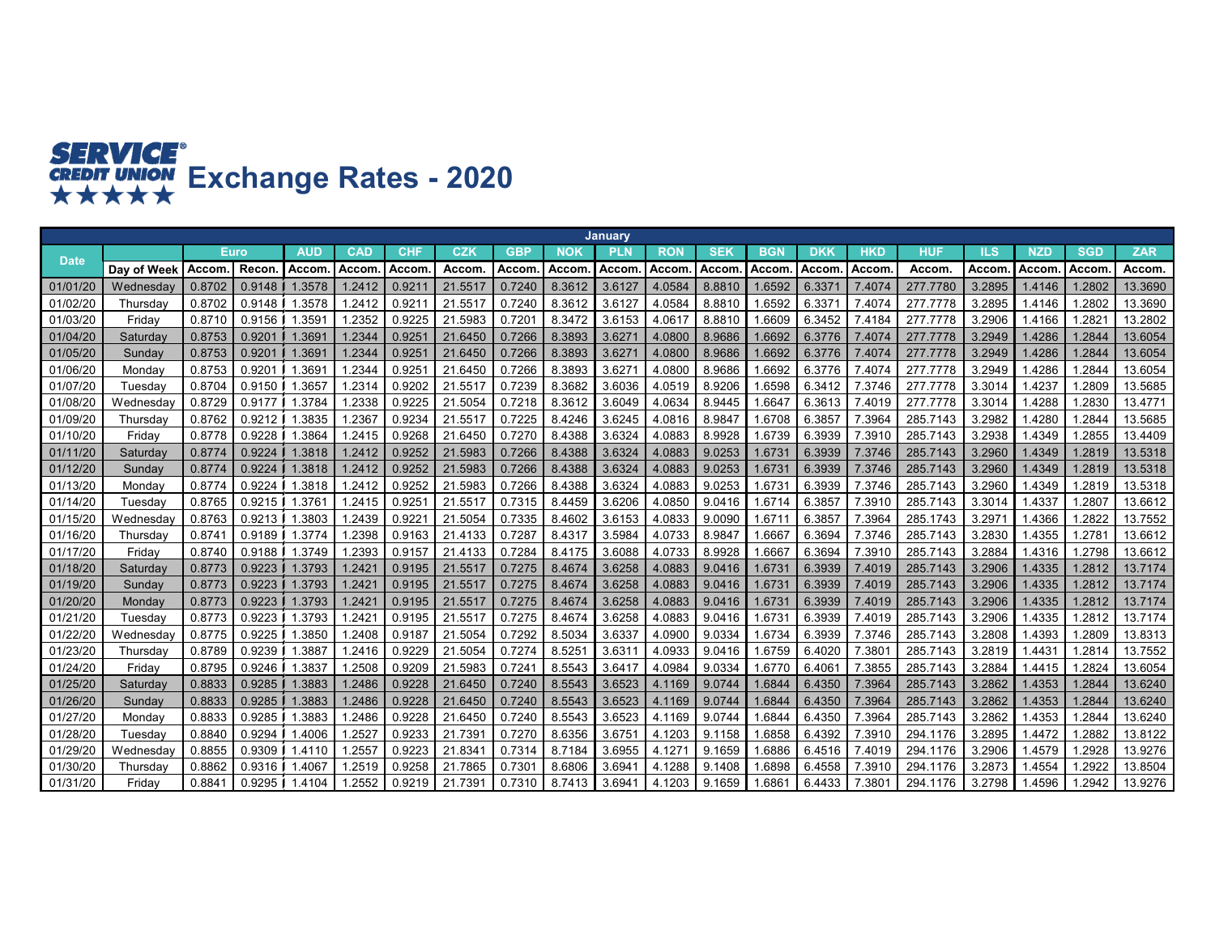# SERVICE CREDIT UNION Exchange Rates - 2020

| January | | | | | | | | | | | | | | | | | | | | |
|---|---|---|---|---|---|---|---|---|---|---|---|---|---|---|---|---|---|---|---|---|
| Date | | Euro | | AUD | CAD | CHF | CZK | GBP | NOK | PLN | RON | SEK | BGN | DKK | HKD | HUF | ILS | NZD | SGD | ZAR |
| | Day of Week | Accom. | Recon. | Accom. | Accom. | Accom. | Accom. | Accom. | Accom. | Accom. | Accom. | Accom. | Accom. | Accom. | Accom. | Accom. | Accom. | Accom. | Accom. | Accom. |
| 01/01/20 | Wednesday | 0.8702 | 0.9148 | 1.3578 | 1.2412 | 0.9211 | 21.5517 | 0.7240 | 8.3612 | 3.6127 | 4.0584 | 8.8810 | 1.6592 | 6.3371 | 7.4074 | 277.7780 | 3.2895 | 1.4146 | 1.2802 | 13.3690 |
| 01/02/20 | Thursday | 0.8702 | 0.9148 | 1.3578 | 1.2412 | 0.9211 | 21.5517 | 0.7240 | 8.3612 | 3.6127 | 4.0584 | 8.8810 | 1.6592 | 6.3371 | 7.4074 | 277.7778 | 3.2895 | 1.4146 | 1.2802 | 13.3690 |
| 01/03/20 | Friday | 0.8710 | 0.9156 | 1.3591 | 1.2352 | 0.9225 | 21.5983 | 0.7201 | 8.3472 | 3.6153 | 4.0617 | 8.8810 | 1.6609 | 6.3452 | 7.4184 | 277.7778 | 3.2906 | 1.4166 | 1.2821 | 13.2802 |
| 01/04/20 | Saturday | 0.8753 | 0.9201 | 1.3691 | 1.2344 | 0.9251 | 21.6450 | 0.7266 | 8.3893 | 3.6271 | 4.0800 | 8.9686 | 1.6692 | 6.3776 | 7.4074 | 277.7778 | 3.2949 | 1.4286 | 1.2844 | 13.6054 |
| 01/05/20 | Sunday | 0.8753 | 0.9201 | 1.3691 | 1.2344 | 0.9251 | 21.6450 | 0.7266 | 8.3893 | 3.6271 | 4.0800 | 8.9686 | 1.6692 | 6.3776 | 7.4074 | 277.7778 | 3.2949 | 1.4286 | 1.2844 | 13.6054 |
| 01/06/20 | Monday | 0.8753 | 0.9201 | 1.3691 | 1.2344 | 0.9251 | 21.6450 | 0.7266 | 8.3893 | 3.6271 | 4.0800 | 8.9686 | 1.6692 | 6.3776 | 7.4074 | 277.7778 | 3.2949 | 1.4286 | 1.2844 | 13.6054 |
| 01/07/20 | Tuesday | 0.8704 | 0.9150 | 1.3657 | 1.2314 | 0.9202 | 21.5517 | 0.7239 | 8.3682 | 3.6036 | 4.0519 | 8.9206 | 1.6598 | 6.3412 | 7.3746 | 277.7778 | 3.3014 | 1.4237 | 1.2809 | 13.5685 |
| 01/08/20 | Wednesday | 0.8729 | 0.9177 | 1.3784 | 1.2338 | 0.9225 | 21.5054 | 0.7218 | 8.3612 | 3.6049 | 4.0634 | 8.9445 | 1.6647 | 6.3613 | 7.4019 | 277.7778 | 3.3014 | 1.4288 | 1.2830 | 13.4771 |
| 01/09/20 | Thursday | 0.8762 | 0.9212 | 1.3835 | 1.2367 | 0.9234 | 21.5517 | 0.7225 | 8.4246 | 3.6245 | 4.0816 | 8.9847 | 1.6708 | 6.3857 | 7.3964 | 285.7143 | 3.2982 | 1.4280 | 1.2844 | 13.5685 |
| 01/10/20 | Friday | 0.8778 | 0.9228 | 1.3864 | 1.2415 | 0.9268 | 21.6450 | 0.7270 | 8.4388 | 3.6324 | 4.0883 | 8.9928 | 1.6739 | 6.3939 | 7.3910 | 285.7143 | 3.2938 | 1.4349 | 1.2855 | 13.4409 |
| 01/11/20 | Saturday | 0.8774 | 0.9224 | 1.3818 | 1.2412 | 0.9252 | 21.5983 | 0.7266 | 8.4388 | 3.6324 | 4.0883 | 9.0253 | 1.6731 | 6.3939 | 7.3746 | 285.7143 | 3.2960 | 1.4349 | 1.2819 | 13.5318 |
| 01/12/20 | Sunday | 0.8774 | 0.9224 | 1.3818 | 1.2412 | 0.9252 | 21.5983 | 0.7266 | 8.4388 | 3.6324 | 4.0883 | 9.0253 | 1.6731 | 6.3939 | 7.3746 | 285.7143 | 3.2960 | 1.4349 | 1.2819 | 13.5318 |
| 01/13/20 | Monday | 0.8774 | 0.9224 | 1.3818 | 1.2412 | 0.9252 | 21.5983 | 0.7266 | 8.4388 | 3.6324 | 4.0883 | 9.0253 | 1.6731 | 6.3939 | 7.3746 | 285.7143 | 3.2960 | 1.4349 | 1.2819 | 13.5318 |
| 01/14/20 | Tuesday | 0.8765 | 0.9215 | 1.3761 | 1.2415 | 0.9251 | 21.5517 | 0.7315 | 8.4459 | 3.6206 | 4.0850 | 9.0416 | 1.6714 | 6.3857 | 7.3910 | 285.7143 | 3.3014 | 1.4337 | 1.2807 | 13.6612 |
| 01/15/20 | Wednesday | 0.8763 | 0.9213 | 1.3803 | 1.2439 | 0.9221 | 21.5054 | 0.7335 | 8.4602 | 3.6153 | 4.0833 | 9.0090 | 1.6711 | 6.3857 | 7.3964 | 285.1743 | 3.2971 | 1.4366 | 1.2822 | 13.7552 |
| 01/16/20 | Thursday | 0.8741 | 0.9189 | 1.3774 | 1.2398 | 0.9163 | 21.4133 | 0.7287 | 8.4317 | 3.5984 | 4.0733 | 8.9847 | 1.6667 | 6.3694 | 7.3746 | 285.7143 | 3.2830 | 1.4355 | 1.2781 | 13.6612 |
| 01/17/20 | Friday | 0.8740 | 0.9188 | 1.3749 | 1.2393 | 0.9157 | 21.4133 | 0.7284 | 8.4175 | 3.6088 | 4.0733 | 8.9928 | 1.6667 | 6.3694 | 7.3910 | 285.7143 | 3.2884 | 1.4316 | 1.2798 | 13.6612 |
| 01/18/20 | Saturday | 0.8773 | 0.9223 | 1.3793 | 1.2421 | 0.9195 | 21.5517 | 0.7275 | 8.4674 | 3.6258 | 4.0883 | 9.0416 | 1.6731 | 6.3939 | 7.4019 | 285.7143 | 3.2906 | 1.4335 | 1.2812 | 13.7174 |
| 01/19/20 | Sunday | 0.8773 | 0.9223 | 1.3793 | 1.2421 | 0.9195 | 21.5517 | 0.7275 | 8.4674 | 3.6258 | 4.0883 | 9.0416 | 1.6731 | 6.3939 | 7.4019 | 285.7143 | 3.2906 | 1.4335 | 1.2812 | 13.7174 |
| 01/20/20 | Monday | 0.8773 | 0.9223 | 1.3793 | 1.2421 | 0.9195 | 21.5517 | 0.7275 | 8.4674 | 3.6258 | 4.0883 | 9.0416 | 1.6731 | 6.3939 | 7.4019 | 285.7143 | 3.2906 | 1.4335 | 1.2812 | 13.7174 |
| 01/21/20 | Tuesday | 0.8773 | 0.9223 | 1.3793 | 1.2421 | 0.9195 | 21.5517 | 0.7275 | 8.4674 | 3.6258 | 4.0883 | 9.0416 | 1.6731 | 6.3939 | 7.4019 | 285.7143 | 3.2906 | 1.4335 | 1.2812 | 13.7174 |
| 01/22/20 | Wednesday | 0.8775 | 0.9225 | 1.3850 | 1.2408 | 0.9187 | 21.5054 | 0.7292 | 8.5034 | 3.6337 | 4.0900 | 9.0334 | 1.6734 | 6.3939 | 7.3746 | 285.7143 | 3.2808 | 1.4393 | 1.2809 | 13.8313 |
| 01/23/20 | Thursday | 0.8789 | 0.9239 | 1.3887 | 1.2416 | 0.9229 | 21.5054 | 0.7274 | 8.5251 | 3.6311 | 4.0933 | 9.0416 | 1.6759 | 6.4020 | 7.3801 | 285.7143 | 3.2819 | 1.4431 | 1.2814 | 13.7552 |
| 01/24/20 | Friday | 0.8795 | 0.9246 | 1.3837 | 1.2508 | 0.9209 | 21.5983 | 0.7241 | 8.5543 | 3.6417 | 4.0984 | 9.0334 | 1.6770 | 6.4061 | 7.3855 | 285.7143 | 3.2884 | 1.4415 | 1.2824 | 13.6054 |
| 01/25/20 | Saturday | 0.8833 | 0.9285 | 1.3883 | 1.2486 | 0.9228 | 21.6450 | 0.7240 | 8.5543 | 3.6523 | 4.1169 | 9.0744 | 1.6844 | 6.4350 | 7.3964 | 285.7143 | 3.2862 | 1.4353 | 1.2844 | 13.6240 |
| 01/26/20 | Sunday | 0.8833 | 0.9285 | 1.3883 | 1.2486 | 0.9228 | 21.6450 | 0.7240 | 8.5543 | 3.6523 | 4.1169 | 9.0744 | 1.6844 | 6.4350 | 7.3964 | 285.7143 | 3.2862 | 1.4353 | 1.2844 | 13.6240 |
| 01/27/20 | Monday | 0.8833 | 0.9285 | 1.3883 | 1.2486 | 0.9228 | 21.6450 | 0.7240 | 8.5543 | 3.6523 | 4.1169 | 9.0744 | 1.6844 | 6.4350 | 7.3964 | 285.7143 | 3.2862 | 1.4353 | 1.2844 | 13.6240 |
| 01/28/20 | Tuesday | 0.8840 | 0.9294 | 1.4006 | 1.2527 | 0.9233 | 21.7391 | 0.7270 | 8.6356 | 3.6751 | 4.1203 | 9.1158 | 1.6858 | 6.4392 | 7.3910 | 294.1176 | 3.2895 | 1.4472 | 1.2882 | 13.8122 |
| 01/29/20 | Wednesday | 0.8855 | 0.9309 | 1.4110 | 1.2557 | 0.9223 | 21.8341 | 0.7314 | 8.7184 | 3.6955 | 4.1271 | 9.1659 | 1.6886 | 6.4516 | 7.4019 | 294.1176 | 3.2906 | 1.4579 | 1.2928 | 13.9276 |
| 01/30/20 | Thursday | 0.8862 | 0.9316 | 1.4067 | 1.2519 | 0.9258 | 21.7865 | 0.7301 | 8.6806 | 3.6941 | 4.1288 | 9.1408 | 1.6898 | 6.4558 | 7.3910 | 294.1176 | 3.2873 | 1.4554 | 1.2922 | 13.8504 |
| 01/31/20 | Friday | 0.8841 | 0.9295 | 1.4104 | 1.2552 | 0.9219 | 21.7391 | 0.7310 | 8.7413 | 3.6941 | 4.1203 | 9.1659 | 1.6861 | 6.4433 | 7.3801 | 294.1176 | 3.2798 | 1.4596 | 1.2942 | 13.9276 |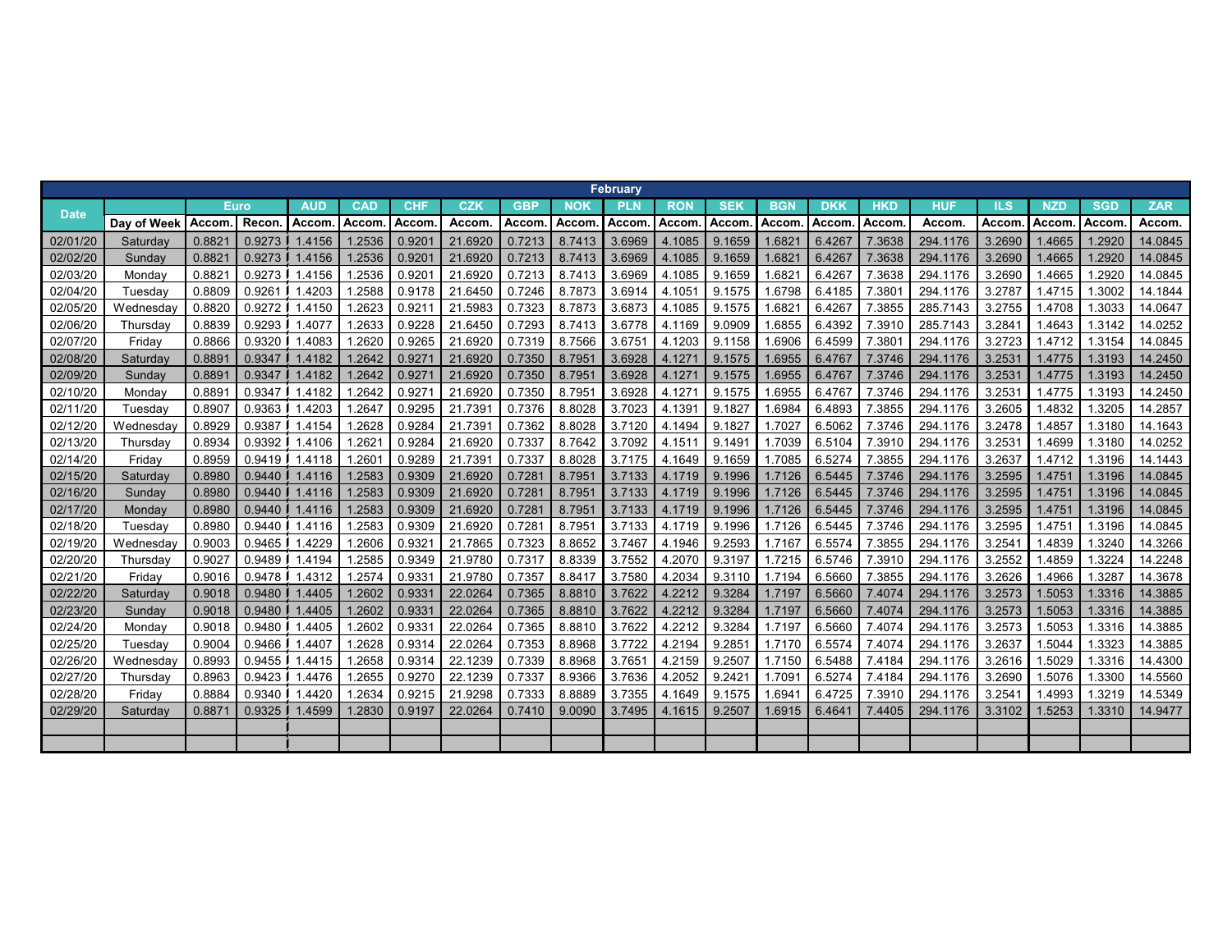| February | | | | | | | | | | | | | | | | | | | | |
|---|---|---|---|---|---|---|---|---|---|---|---|---|---|---|---|---|---|---|---|---|
| Date | | Euro | | AUD | CAD | CHF | CZK | GBP | NOK | PLN | RON | SEK | BGN | DKK | HKD | HUF | ILS | NZD | SGD | ZAR |
| | Day of Week | Accom. | Recon. | Accom. | Accom. | Accom. | Accom. | Accom. | Accom. | Accom. | Accom. | Accom. | Accom. | Accom. | Accom. | Accom. | Accom. | Accom. | Accom. | Accom. |
| 02/01/20 | Saturday | 0.8821 | 0.9273 | 1.4156 | 1.2536 | 0.9201 | 21.6920 | 0.7213 | 8.7413 | 3.6969 | 4.1085 | 9.1659 | 1.6821 | 6.4267 | 7.3638 | 294.1176 | 3.2690 | 1.4665 | 1.2920 | 14.0845 |
| 02/02/20 | Sunday | 0.8821 | 0.9273 | 1.4156 | 1.2536 | 0.9201 | 21.6920 | 0.7213 | 8.7413 | 3.6969 | 4.1085 | 9.1659 | 1.6821 | 6.4267 | 7.3638 | 294.1176 | 3.2690 | 1.4665 | 1.2920 | 14.0845 |
| 02/03/20 | Monday | 0.8821 | 0.9273 | 1.4156 | 1.2536 | 0.9201 | 21.6920 | 0.7213 | 8.7413 | 3.6969 | 4.1085 | 9.1659 | 1.6821 | 6.4267 | 7.3638 | 294.1176 | 3.2690 | 1.4665 | 1.2920 | 14.0845 |
| 02/04/20 | Tuesday | 0.8809 | 0.9261 | 1.4203 | 1.2588 | 0.9178 | 21.6450 | 0.7246 | 8.7873 | 3.6914 | 4.1051 | 9.1575 | 1.6798 | 6.4185 | 7.3801 | 294.1176 | 3.2787 | 1.4715 | 1.3002 | 14.1844 |
| 02/05/20 | Wednesday | 0.8820 | 0.9272 | 1.4150 | 1.2623 | 0.9211 | 21.5983 | 0.7323 | 8.7873 | 3.6873 | 4.1085 | 9.1575 | 1.6821 | 6.4267 | 7.3855 | 285.7143 | 3.2755 | 1.4708 | 1.3033 | 14.0647 |
| 02/06/20 | Thursday | 0.8839 | 0.9293 | 1.4077 | 1.2633 | 0.9228 | 21.6450 | 0.7293 | 8.7413 | 3.6778 | 4.1169 | 9.0909 | 1.6855 | 6.4392 | 7.3910 | 285.7143 | 3.2841 | 1.4643 | 1.3142 | 14.0252 |
| 02/07/20 | Friday | 0.8866 | 0.9320 | 1.4083 | 1.2620 | 0.9265 | 21.6920 | 0.7319 | 8.7566 | 3.6751 | 4.1203 | 9.1158 | 1.6906 | 6.4599 | 7.3801 | 294.1176 | 3.2723 | 1.4712 | 1.3154 | 14.0845 |
| 02/08/20 | Saturday | 0.8891 | 0.9347 | 1.4182 | 1.2642 | 0.9271 | 21.6920 | 0.7350 | 8.7951 | 3.6928 | 4.1271 | 9.1575 | 1.6955 | 6.4767 | 7.3746 | 294.1176 | 3.2531 | 1.4775 | 1.3193 | 14.2450 |
| 02/09/20 | Sunday | 0.8891 | 0.9347 | 1.4182 | 1.2642 | 0.9271 | 21.6920 | 0.7350 | 8.7951 | 3.6928 | 4.1271 | 9.1575 | 1.6955 | 6.4767 | 7.3746 | 294.1176 | 3.2531 | 1.4775 | 1.3193 | 14.2450 |
| 02/10/20 | Monday | 0.8891 | 0.9347 | 1.4182 | 1.2642 | 0.9271 | 21.6920 | 0.7350 | 8.7951 | 3.6928 | 4.1271 | 9.1575 | 1.6955 | 6.4767 | 7.3746 | 294.1176 | 3.2531 | 1.4775 | 1.3193 | 14.2450 |
| 02/11/20 | Tuesday | 0.8907 | 0.9363 | 1.4203 | 1.2647 | 0.9295 | 21.7391 | 0.7376 | 8.8028 | 3.7023 | 4.1391 | 9.1827 | 1.6984 | 6.4893 | 7.3855 | 294.1176 | 3.2605 | 1.4832 | 1.3205 | 14.2857 |
| 02/12/20 | Wednesday | 0.8929 | 0.9387 | 1.4154 | 1.2628 | 0.9284 | 21.7391 | 0.7362 | 8.8028 | 3.7120 | 4.1494 | 9.1827 | 1.7027 | 6.5062 | 7.3746 | 294.1176 | 3.2478 | 1.4857 | 1.3180 | 14.1643 |
| 02/13/20 | Thursday | 0.8934 | 0.9392 | 1.4106 | 1.2621 | 0.9284 | 21.6920 | 0.7337 | 8.7642 | 3.7092 | 4.1511 | 9.1491 | 1.7039 | 6.5104 | 7.3910 | 294.1176 | 3.2531 | 1.4699 | 1.3180 | 14.0252 |
| 02/14/20 | Friday | 0.8959 | 0.9419 | 1.4118 | 1.2601 | 0.9289 | 21.7391 | 0.7337 | 8.8028 | 3.7175 | 4.1649 | 9.1659 | 1.7085 | 6.5274 | 7.3855 | 294.1176 | 3.2637 | 1.4712 | 1.3196 | 14.1443 |
| 02/15/20 | Saturday | 0.8980 | 0.9440 | 1.4116 | 1.2583 | 0.9309 | 21.6920 | 0.7281 | 8.7951 | 3.7133 | 4.1719 | 9.1996 | 1.7126 | 6.5445 | 7.3746 | 294.1176 | 3.2595 | 1.4751 | 1.3196 | 14.0845 |
| 02/16/20 | Sunday | 0.8980 | 0.9440 | 1.4116 | 1.2583 | 0.9309 | 21.6920 | 0.7281 | 8.7951 | 3.7133 | 4.1719 | 9.1996 | 1.7126 | 6.5445 | 7.3746 | 294.1176 | 3.2595 | 1.4751 | 1.3196 | 14.0845 |
| 02/17/20 | Monday | 0.8980 | 0.9440 | 1.4116 | 1.2583 | 0.9309 | 21.6920 | 0.7281 | 8.7951 | 3.7133 | 4.1719 | 9.1996 | 1.7126 | 6.5445 | 7.3746 | 294.1176 | 3.2595 | 1.4751 | 1.3196 | 14.0845 |
| 02/18/20 | Tuesday | 0.8980 | 0.9440 | 1.4116 | 1.2583 | 0.9309 | 21.6920 | 0.7281 | 8.7951 | 3.7133 | 4.1719 | 9.1996 | 1.7126 | 6.5445 | 7.3746 | 294.1176 | 3.2595 | 1.4751 | 1.3196 | 14.0845 |
| 02/19/20 | Wednesday | 0.9003 | 0.9465 | 1.4229 | 1.2606 | 0.9321 | 21.7865 | 0.7323 | 8.8652 | 3.7467 | 4.1946 | 9.2593 | 1.7167 | 6.5574 | 7.3855 | 294.1176 | 3.2541 | 1.4839 | 1.3240 | 14.3266 |
| 02/20/20 | Thursday | 0.9027 | 0.9489 | 1.4194 | 1.2585 | 0.9349 | 21.9780 | 0.7317 | 8.8339 | 3.7552 | 4.2070 | 9.3197 | 1.7215 | 6.5746 | 7.3910 | 294.1176 | 3.2552 | 1.4859 | 1.3224 | 14.2248 |
| 02/21/20 | Friday | 0.9016 | 0.9478 | 1.4312 | 1.2574 | 0.9331 | 21.9780 | 0.7357 | 8.8417 | 3.7580 | 4.2034 | 9.3110 | 1.7194 | 6.5660 | 7.3855 | 294.1176 | 3.2626 | 1.4966 | 1.3287 | 14.3678 |
| 02/22/20 | Saturday | 0.9018 | 0.9480 | 1.4405 | 1.2602 | 0.9331 | 22.0264 | 0.7365 | 8.8810 | 3.7622 | 4.2212 | 9.3284 | 1.7197 | 6.5660 | 7.4074 | 294.1176 | 3.2573 | 1.5053 | 1.3316 | 14.3885 |
| 02/23/20 | Sunday | 0.9018 | 0.9480 | 1.4405 | 1.2602 | 0.9331 | 22.0264 | 0.7365 | 8.8810 | 3.7622 | 4.2212 | 9.3284 | 1.7197 | 6.5660 | 7.4074 | 294.1176 | 3.2573 | 1.5053 | 1.3316 | 14.3885 |
| 02/24/20 | Monday | 0.9018 | 0.9480 | 1.4405 | 1.2602 | 0.9331 | 22.0264 | 0.7365 | 8.8810 | 3.7622 | 4.2212 | 9.3284 | 1.7197 | 6.5660 | 7.4074 | 294.1176 | 3.2573 | 1.5053 | 1.3316 | 14.3885 |
| 02/25/20 | Tuesday | 0.9004 | 0.9466 | 1.4407 | 1.2628 | 0.9314 | 22.0264 | 0.7353 | 8.8968 | 3.7722 | 4.2194 | 9.2851 | 1.7170 | 6.5574 | 7.4074 | 294.1176 | 3.2637 | 1.5044 | 1.3323 | 14.3885 |
| 02/26/20 | Wednesday | 0.8993 | 0.9455 | 1.4415 | 1.2658 | 0.9314 | 22.1239 | 0.7339 | 8.8968 | 3.7651 | 4.2159 | 9.2507 | 1.7150 | 6.5488 | 7.4184 | 294.1176 | 3.2616 | 1.5029 | 1.3316 | 14.4300 |
| 02/27/20 | Thursday | 0.8963 | 0.9423 | 1.4476 | 1.2655 | 0.9270 | 22.1239 | 0.7337 | 8.9366 | 3.7636 | 4.2052 | 9.2421 | 1.7091 | 6.5274 | 7.4184 | 294.1176 | 3.2690 | 1.5076 | 1.3300 | 14.5560 |
| 02/28/20 | Friday | 0.8884 | 0.9340 | 1.4420 | 1.2634 | 0.9215 | 21.9298 | 0.7333 | 8.8889 | 3.7355 | 4.1649 | 9.1575 | 1.6941 | 6.4725 | 7.3910 | 294.1176 | 3.2541 | 1.4993 | 1.3219 | 14.5349 |
| 02/29/20 | Saturday | 0.8871 | 0.9325 | 1.4599 | 1.2830 | 0.9197 | 22.0264 | 0.7410 | 9.0090 | 3.7495 | 4.1615 | 9.2507 | 1.6915 | 6.4641 | 7.4405 | 294.1176 | 3.3102 | 1.5253 | 1.3310 | 14.9477 |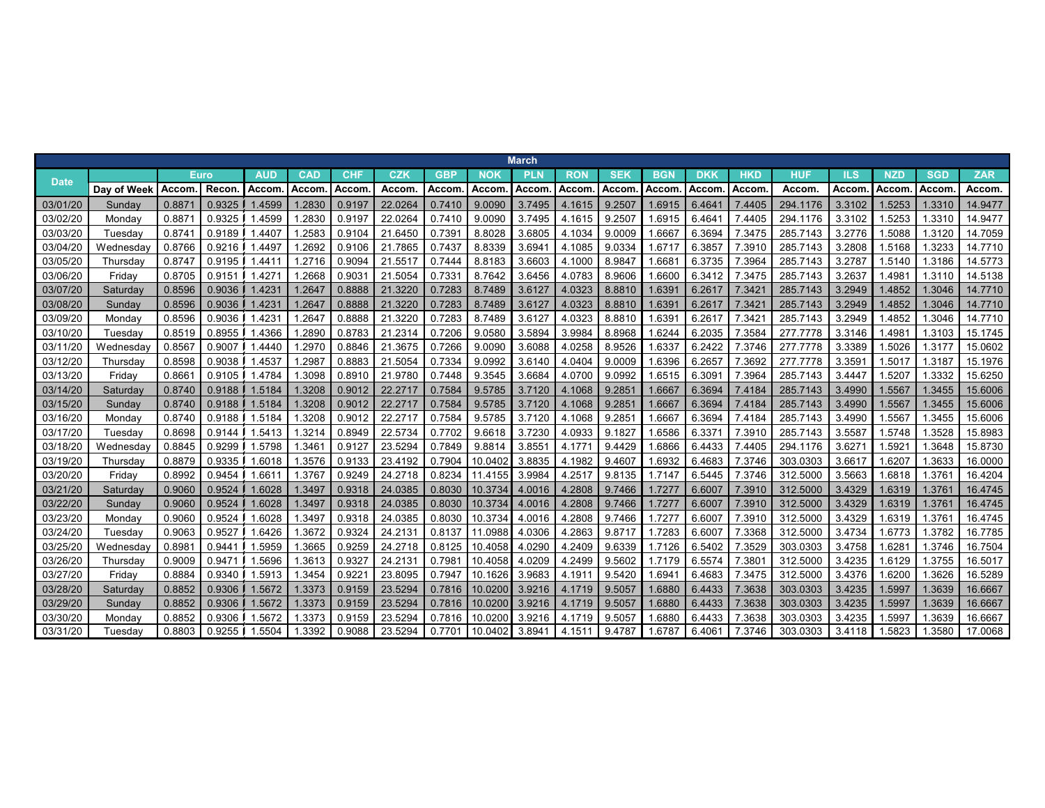| March | | | | | | | | | | | | | | | | | | | | |
|---|---|---|---|---|---|---|---|---|---|---|---|---|---|---|---|---|---|---|---|---|
| Date | | Euro | | AUD | CAD | CHF | CZK | GBP | NOK | PLN | RON | SEK | BGN | DKK | HKD | HUF | ILS | NZD | SGD | ZAR |
| | Day of Week | Accom. | Recon. | Accom. | Accom. | Accom. | Accom. | Accom. | Accom. | Accom. | Accom. | Accom. | Accom. | Accom. | Accom. | Accom. | Accom. | Accom. | Accom. | Accom. |
| 03/01/20 | Sunday | 0.8871 | 0.9325 | 1.4599 | 1.2830 | 0.9197 | 22.0264 | 0.7410 | 9.0090 | 3.7495 | 4.1615 | 9.2507 | 1.6915 | 6.4641 | 7.4405 | 294.1176 | 3.3102 | 1.5253 | 1.3310 | 14.9477 |
| 03/02/20 | Monday | 0.8871 | 0.9325 | 1.4599 | 1.2830 | 0.9197 | 22.0264 | 0.7410 | 9.0090 | 3.7495 | 4.1615 | 9.2507 | 1.6915 | 6.4641 | 7.4405 | 294.1176 | 3.3102 | 1.5253 | 1.3310 | 14.9477 |
| 03/03/20 | Tuesday | 0.8741 | 0.9189 | 1.4407 | 1.2583 | 0.9104 | 21.6450 | 0.7391 | 8.8028 | 3.6805 | 4.1034 | 9.0009 | 1.6667 | 6.3694 | 7.3475 | 285.7143 | 3.2776 | 1.5088 | 1.3120 | 14.7059 |
| 03/04/20 | Wednesday | 0.8766 | 0.9216 | 1.4497 | 1.2692 | 0.9106 | 21.7865 | 0.7437 | 8.8339 | 3.6941 | 4.1085 | 9.0334 | 1.6717 | 6.3857 | 7.3910 | 285.7143 | 3.2808 | 1.5168 | 1.3233 | 14.7710 |
| 03/05/20 | Thursday | 0.8747 | 0.9195 | 1.4411 | 1.2716 | 0.9094 | 21.5517 | 0.7444 | 8.8183 | 3.6603 | 4.1000 | 8.9847 | 1.6681 | 6.3735 | 7.3964 | 285.7143 | 3.2787 | 1.5140 | 1.3186 | 14.5773 |
| 03/06/20 | Friday | 0.8705 | 0.9151 | 1.4271 | 1.2668 | 0.9031 | 21.5054 | 0.7331 | 8.7642 | 3.6456 | 4.0783 | 8.9606 | 1.6600 | 6.3412 | 7.3475 | 285.7143 | 3.2637 | 1.4981 | 1.3110 | 14.5138 |
| 03/07/20 | Saturday | 0.8596 | 0.9036 | 1.4231 | 1.2647 | 0.8888 | 21.3220 | 0.7283 | 8.7489 | 3.6127 | 4.0323 | 8.8810 | 1.6391 | 6.2617 | 7.3421 | 285.7143 | 3.2949 | 1.4852 | 1.3046 | 14.7710 |
| 03/08/20 | Sunday | 0.8596 | 0.9036 | 1.4231 | 1.2647 | 0.8888 | 21.3220 | 0.7283 | 8.7489 | 3.6127 | 4.0323 | 8.8810 | 1.6391 | 6.2617 | 7.3421 | 285.7143 | 3.2949 | 1.4852 | 1.3046 | 14.7710 |
| 03/09/20 | Monday | 0.8596 | 0.9036 | 1.4231 | 1.2647 | 0.8888 | 21.3220 | 0.7283 | 8.7489 | 3.6127 | 4.0323 | 8.8810 | 1.6391 | 6.2617 | 7.3421 | 285.7143 | 3.2949 | 1.4852 | 1.3046 | 14.7710 |
| 03/10/20 | Tuesday | 0.8519 | 0.8955 | 1.4366 | 1.2890 | 0.8783 | 21.2314 | 0.7206 | 9.0580 | 3.5894 | 3.9984 | 8.8968 | 1.6244 | 6.2035 | 7.3584 | 277.7778 | 3.3146 | 1.4981 | 1.3103 | 15.1745 |
| 03/11/20 | Wednesday | 0.8567 | 0.9007 | 1.4440 | 1.2970 | 0.8846 | 21.3675 | 0.7266 | 9.0090 | 3.6088 | 4.0258 | 8.9526 | 1.6337 | 6.2422 | 7.3746 | 277.7778 | 3.3389 | 1.5026 | 1.3177 | 15.0602 |
| 03/12/20 | Thursday | 0.8598 | 0.9038 | 1.4537 | 1.2987 | 0.8883 | 21.5054 | 0.7334 | 9.0992 | 3.6140 | 4.0404 | 9.0009 | 1.6396 | 6.2657 | 7.3692 | 277.7778 | 3.3591 | 1.5017 | 1.3187 | 15.1976 |
| 03/13/20 | Friday | 0.8661 | 0.9105 | 1.4784 | 1.3098 | 0.8910 | 21.9780 | 0.7448 | 9.3545 | 3.6684 | 4.0700 | 9.0992 | 1.6515 | 6.3091 | 7.3964 | 285.7143 | 3.4447 | 1.5207 | 1.3332 | 15.6250 |
| 03/14/20 | Saturday | 0.8740 | 0.9188 | 1.5184 | 1.3208 | 0.9012 | 22.2717 | 0.7584 | 9.5785 | 3.7120 | 4.1068 | 9.2851 | 1.6667 | 6.3694 | 7.4184 | 285.7143 | 3.4990 | 1.5567 | 1.3455 | 15.6006 |
| 03/15/20 | Sunday | 0.8740 | 0.9188 | 1.5184 | 1.3208 | 0.9012 | 22.2717 | 0.7584 | 9.5785 | 3.7120 | 4.1068 | 9.2851 | 1.6667 | 6.3694 | 7.4184 | 285.7143 | 3.4990 | 1.5567 | 1.3455 | 15.6006 |
| 03/16/20 | Monday | 0.8740 | 0.9188 | 1.5184 | 1.3208 | 0.9012 | 22.2717 | 0.7584 | 9.5785 | 3.7120 | 4.1068 | 9.2851 | 1.6667 | 6.3694 | 7.4184 | 285.7143 | 3.4990 | 1.5567 | 1.3455 | 15.6006 |
| 03/17/20 | Tuesday | 0.8698 | 0.9144 | 1.5413 | 1.3214 | 0.8949 | 22.5734 | 0.7702 | 9.6618 | 3.7230 | 4.0933 | 9.1827 | 1.6586 | 6.3371 | 7.3910 | 285.7143 | 3.5587 | 1.5748 | 1.3528 | 15.8983 |
| 03/18/20 | Wednesday | 0.8845 | 0.9299 | 1.5798 | 1.3461 | 0.9127 | 23.5294 | 0.7849 | 9.8814 | 3.8551 | 4.1771 | 9.4429 | 1.6866 | 6.4433 | 7.4405 | 294.1176 | 3.6271 | 1.5921 | 1.3648 | 15.8730 |
| 03/19/20 | Thursday | 0.8879 | 0.9335 | 1.6018 | 1.3576 | 0.9133 | 23.4192 | 0.7904 | 10.0402 | 3.8835 | 4.1982 | 9.4607 | 1.6932 | 6.4683 | 7.3746 | 303.0303 | 3.6617 | 1.6207 | 1.3633 | 16.0000 |
| 03/20/20 | Friday | 0.8992 | 0.9454 | 1.6611 | 1.3767 | 0.9249 | 24.2718 | 0.8234 | 11.4155 | 3.9984 | 4.2517 | 9.8135 | 1.7147 | 6.5445 | 7.3746 | 312.5000 | 3.5663 | 1.6818 | 1.3761 | 16.4204 |
| 03/21/20 | Saturday | 0.9060 | 0.9524 | 1.6028 | 1.3497 | 0.9318 | 24.0385 | 0.8030 | 10.3734 | 4.0016 | 4.2808 | 9.7466 | 1.7277 | 6.6007 | 7.3910 | 312.5000 | 3.4329 | 1.6319 | 1.3761 | 16.4745 |
| 03/22/20 | Sunday | 0.9060 | 0.9524 | 1.6028 | 1.3497 | 0.9318 | 24.0385 | 0.8030 | 10.3734 | 4.0016 | 4.2808 | 9.7466 | 1.7277 | 6.6007 | 7.3910 | 312.5000 | 3.4329 | 1.6319 | 1.3761 | 16.4745 |
| 03/23/20 | Monday | 0.9060 | 0.9524 | 1.6028 | 1.3497 | 0.9318 | 24.0385 | 0.8030 | 10.3734 | 4.0016 | 4.2808 | 9.7466 | 1.7277 | 6.6007 | 7.3910 | 312.5000 | 3.4329 | 1.6319 | 1.3761 | 16.4745 |
| 03/24/20 | Tuesday | 0.9063 | 0.9527 | 1.6426 | 1.3672 | 0.9324 | 24.2131 | 0.8137 | 11.0988 | 4.0306 | 4.2863 | 9.8717 | 1.7283 | 6.6007 | 7.3368 | 312.5000 | 3.4734 | 1.6773 | 1.3782 | 16.7785 |
| 03/25/20 | Wednesday | 0.8981 | 0.9441 | 1.5959 | 1.3665 | 0.9259 | 24.2718 | 0.8125 | 10.4058 | 4.0290 | 4.2409 | 9.6339 | 1.7126 | 6.5402 | 7.3529 | 303.0303 | 3.4758 | 1.6281 | 1.3746 | 16.7504 |
| 03/26/20 | Thursday | 0.9009 | 0.9471 | 1.5696 | 1.3613 | 0.9327 | 24.2131 | 0.7981 | 10.4058 | 4.0209 | 4.2499 | 9.5602 | 1.7179 | 6.5574 | 7.3801 | 312.5000 | 3.4235 | 1.6129 | 1.3755 | 16.5017 |
| 03/27/20 | Friday | 0.8884 | 0.9340 | 1.5913 | 1.3454 | 0.9221 | 23.8095 | 0.7947 | 10.1626 | 3.9683 | 4.1911 | 9.5420 | 1.6941 | 6.4683 | 7.3475 | 312.5000 | 3.4376 | 1.6200 | 1.3626 | 16.5289 |
| 03/28/20 | Saturday | 0.8852 | 0.9306 | 1.5672 | 1.3373 | 0.9159 | 23.5294 | 0.7816 | 10.0200 | 3.9216 | 4.1719 | 9.5057 | 1.6880 | 6.4433 | 7.3638 | 303.0303 | 3.4235 | 1.5997 | 1.3639 | 16.6667 |
| 03/29/20 | Sunday | 0.8852 | 0.9306 | 1.5672 | 1.3373 | 0.9159 | 23.5294 | 0.7816 | 10.0200 | 3.9216 | 4.1719 | 9.5057 | 1.6880 | 6.4433 | 7.3638 | 303.0303 | 3.4235 | 1.5997 | 1.3639 | 16.6667 |
| 03/30/20 | Monday | 0.8852 | 0.9306 | 1.5672 | 1.3373 | 0.9159 | 23.5294 | 0.7816 | 10.0200 | 3.9216 | 4.1719 | 9.5057 | 1.6880 | 6.4433 | 7.3638 | 303.0303 | 3.4235 | 1.5997 | 1.3639 | 16.6667 |
| 03/31/20 | Tuesday | 0.8803 | 0.9255 | 1.5504 | 1.3392 | 0.9088 | 23.5294 | 0.7701 | 10.0402 | 3.8941 | 4.1511 | 9.4787 | 1.6787 | 6.4061 | 7.3746 | 303.0303 | 3.4118 | 1.5823 | 1.3580 | 17.0068 |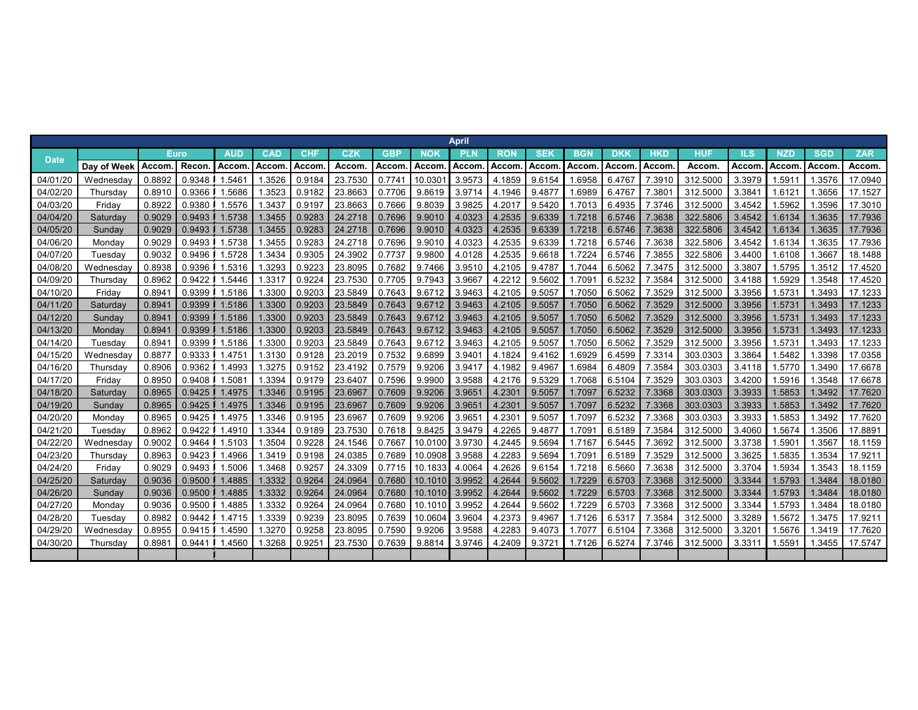| Date | | Euro | | AUD | CAD | CHF | CZK | GBP | NOK | PLN | RON | SEK | BGN | DKK | HKD | HUF | ILS | NZD | SGD | ZAR |
|---|---|---|---|---|---|---|---|---|---|---|---|---|---|---|---|---|---|---|---|---|
| April | Day of Week | Accom. | Recon. | Accom. | Accom. | Accom. | Accom. | Accom. | Accom. | Accom. | Accom. | Accom. | Accom. | Accom. | Accom. | Accom. | Accom. | Accom. | Accom. | Accom. |
| 04/01/20 | Wednesday | 0.8892 | 0.9348 | 1.5461 | 1.3526 | 0.9184 | 23.7530 | 0.7741 | 10.0301 | 3.9573 | 4.1859 | 9.6154 | 1.6958 | 6.4767 | 7.3910 | 312.5000 | 3.3979 | 1.5911 | 1.3576 | 17.0940 |
| 04/02/20 | Thursday | 0.8910 | 0.9366 | 1.5686 | 1.3523 | 0.9182 | 23.8663 | 0.7706 | 9.8619 | 3.9714 | 4.1946 | 9.4877 | 1.6989 | 6.4767 | 7.3801 | 312.5000 | 3.3841 | 1.6121 | 1.3656 | 17.1527 |
| 04/03/20 | Friday | 0.8922 | 0.9380 | 1.5576 | 1.3437 | 0.9197 | 23.8663 | 0.7666 | 9.8039 | 3.9825 | 4.2017 | 9.5420 | 1.7013 | 6.4935 | 7.3746 | 312.5000 | 3.4542 | 1.5962 | 1.3596 | 17.3010 |
| 04/04/20 | Saturday | 0.9029 | 0.9493 | 1.5738 | 1.3455 | 0.9283 | 24.2718 | 0.7696 | 9.9010 | 4.0323 | 4.2535 | 9.6339 | 1.7218 | 6.5746 | 7.3638 | 322.5806 | 3.4542 | 1.6134 | 1.3635 | 17.7936 |
| 04/05/20 | Sunday | 0.9029 | 0.9493 | 1.5738 | 1.3455 | 0.9283 | 24.2718 | 0.7696 | 9.9010 | 4.0323 | 4.2535 | 9.6339 | 1.7218 | 6.5746 | 7.3638 | 322.5806 | 3.4542 | 1.6134 | 1.3635 | 17.7936 |
| 04/06/20 | Monday | 0.9029 | 0.9493 | 1.5738 | 1.3455 | 0.9283 | 24.2718 | 0.7696 | 9.9010 | 4.0323 | 4.2535 | 9.6339 | 1.7218 | 6.5746 | 7.3638 | 322.5806 | 3.4542 | 1.6134 | 1.3635 | 17.7936 |
| 04/07/20 | Tuesday | 0.9032 | 0.9496 | 1.5728 | 1.3434 | 0.9305 | 24.3902 | 0.7737 | 9.9800 | 4.0128 | 4.2535 | 9.6618 | 1.7224 | 6.5746 | 7.3855 | 322.5806 | 3.4400 | 1.6108 | 1.3667 | 18.1488 |
| 04/08/20 | Wednesday | 0.8938 | 0.9396 | 1.5316 | 1.3293 | 0.9223 | 23.8095 | 0.7682 | 9.7466 | 3.9510 | 4.2105 | 9.4787 | 1.7044 | 6.5062 | 7.3475 | 312.5000 | 3.3807 | 1.5795 | 1.3512 | 17.4520 |
| 04/09/20 | Thursday | 0.8962 | 0.9422 | 1.5446 | 1.3317 | 0.9224 | 23.7530 | 0.7705 | 9.7943 | 3.9667 | 4.2212 | 9.5602 | 1.7091 | 6.5232 | 7.3584 | 312.5000 | 3.4188 | 1.5929 | 1.3548 | 17.4520 |
| 04/10/20 | Friday | 0.8941 | 0.9399 | 1.5186 | 1.3300 | 0.9203 | 23.5849 | 0.7643 | 9.6712 | 3.9463 | 4.2105 | 9.5057 | 1.7050 | 6.5062 | 7.3529 | 312.5000 | 3.3956 | 1.5731 | 1.3493 | 17.1233 |
| 04/11/20 | Saturday | 0.8941 | 0.9399 | 1.5186 | 1.3300 | 0.9203 | 23.5849 | 0.7643 | 9.6712 | 3.9463 | 4.2105 | 9.5057 | 1.7050 | 6.5062 | 7.3529 | 312.5000 | 3.3956 | 1.5731 | 1.3493 | 17.1233 |
| 04/12/20 | Sunday | 0.8941 | 0.9399 | 1.5186 | 1.3300 | 0.9203 | 23.5849 | 0.7643 | 9.6712 | 3.9463 | 4.2105 | 9.5057 | 1.7050 | 6.5062 | 7.3529 | 312.5000 | 3.3956 | 1.5731 | 1.3493 | 17.1233 |
| 04/13/20 | Monday | 0.8941 | 0.9399 | 1.5186 | 1.3300 | 0.9203 | 23.5849 | 0.7643 | 9.6712 | 3.9463 | 4.2105 | 9.5057 | 1.7050 | 6.5062 | 7.3529 | 312.5000 | 3.3956 | 1.5731 | 1.3493 | 17.1233 |
| 04/14/20 | Tuesday | 0.8941 | 0.9399 | 1.5186 | 1.3300 | 0.9203 | 23.5849 | 0.7643 | 9.6712 | 3.9463 | 4.2105 | 9.5057 | 1.7050 | 6.5062 | 7.3529 | 312.5000 | 3.3956 | 1.5731 | 1.3493 | 17.1233 |
| 04/15/20 | Wednesday | 0.8877 | 0.9333 | 1.4751 | 1.3130 | 0.9128 | 23.2019 | 0.7532 | 9.6899 | 3.9401 | 4.1824 | 9.4162 | 1.6929 | 6.4599 | 7.3314 | 303.0303 | 3.3864 | 1.5482 | 1.3398 | 17.0358 |
| 04/16/20 | Thursday | 0.8906 | 0.9362 | 1.4993 | 1.3275 | 0.9152 | 23.4192 | 0.7579 | 9.9206 | 3.9417 | 4.1982 | 9.4967 | 1.6984 | 6.4809 | 7.3584 | 303.0303 | 3.4118 | 1.5770 | 1.3490 | 17.6678 |
| 04/17/20 | Friday | 0.8950 | 0.9408 | 1.5081 | 1.3394 | 0.9179 | 23.6407 | 0.7596 | 9.9900 | 3.9588 | 4.2176 | 9.5329 | 1.7068 | 6.5104 | 7.3529 | 303.0303 | 3.4200 | 1.5916 | 1.3548 | 17.6678 |
| 04/18/20 | Saturday | 0.8965 | 0.9425 | 1.4975 | 1.3346 | 0.9195 | 23.6967 | 0.7609 | 9.9206 | 3.9651 | 4.2301 | 9.5057 | 1.7097 | 6.5232 | 7.3368 | 303.0303 | 3.3933 | 1.5853 | 1.3492 | 17.7620 |
| 04/19/20 | Sunday | 0.8965 | 0.9425 | 1.4975 | 1.3346 | 0.9195 | 23.6967 | 0.7609 | 9.9206 | 3.9651 | 4.2301 | 9.5057 | 1.7097 | 6.5232 | 7.3368 | 303.0303 | 3.3933 | 1.5853 | 1.3492 | 17.7620 |
| 04/20/20 | Monday | 0.8965 | 0.9425 | 1.4975 | 1.3346 | 0.9195 | 23.6967 | 0.7609 | 9.9206 | 3.9651 | 4.2301 | 9.5057 | 1.7097 | 6.5232 | 7.3368 | 303.0303 | 3.3933 | 1.5853 | 1.3492 | 17.7620 |
| 04/21/20 | Tuesday | 0.8962 | 0.9422 | 1.4910 | 1.3344 | 0.9189 | 23.7530 | 0.7618 | 9.8425 | 3.9479 | 4.2265 | 9.4877 | 1.7091 | 6.5189 | 7.3584 | 312.5000 | 3.4060 | 1.5674 | 1.3506 | 17.8891 |
| 04/22/20 | Wednesday | 0.9002 | 0.9464 | 1.5103 | 1.3504 | 0.9228 | 24.1546 | 0.7667 | 10.0100 | 3.9730 | 4.2445 | 9.5694 | 1.7167 | 6.5445 | 7.3692 | 312.5000 | 3.3738 | 1.5901 | 1.3567 | 18.1159 |
| 04/23/20 | Thursday | 0.8963 | 0.9423 | 1.4966 | 1.3419 | 0.9198 | 24.0385 | 0.7689 | 10.0908 | 3.9588 | 4.2283 | 9.5694 | 1.7091 | 6.5189 | 7.3529 | 312.5000 | 3.3625 | 1.5835 | 1.3534 | 17.9211 |
| 04/24/20 | Friday | 0.9029 | 0.9493 | 1.5006 | 1.3468 | 0.9257 | 24.3309 | 0.7715 | 10.1833 | 4.0064 | 4.2626 | 9.6154 | 1.7218 | 6.5660 | 7.3638 | 312.5000 | 3.3704 | 1.5934 | 1.3543 | 18.1159 |
| 04/25/20 | Saturday | 0.9036 | 0.9500 | 1.4885 | 1.3332 | 0.9264 | 24.0964 | 0.7680 | 10.1010 | 3.9952 | 4.2644 | 9.5602 | 1.7229 | 6.5703 | 7.3368 | 312.5000 | 3.3344 | 1.5793 | 1.3484 | 18.0180 |
| 04/26/20 | Sunday | 0.9036 | 0.9500 | 1.4885 | 1.3332 | 0.9264 | 24.0964 | 0.7680 | 10.1010 | 3.9952 | 4.2644 | 9.5602 | 1.7229 | 6.5703 | 7.3368 | 312.5000 | 3.3344 | 1.5793 | 1.3484 | 18.0180 |
| 04/27/20 | Monday | 0.9036 | 0.9500 | 1.4885 | 1.3332 | 0.9264 | 24.0964 | 0.7680 | 10.1010 | 3.9952 | 4.2644 | 9.5602 | 1.7229 | 6.5703 | 7.3368 | 312.5000 | 3.3344 | 1.5793 | 1.3484 | 18.0180 |
| 04/28/20 | Tuesday | 0.8982 | 0.9442 | 1.4715 | 1.3339 | 0.9239 | 23.8095 | 0.7639 | 10.0604 | 3.9604 | 4.2373 | 9.4967 | 1.7126 | 6.5317 | 7.3584 | 312.5000 | 3.3289 | 1.5672 | 1.3475 | 17.9211 |
| 04/29/20 | Wednesday | 0.8955 | 0.9415 | 1.4590 | 1.3270 | 0.9258 | 23.8095 | 0.7590 | 9.9206 | 3.9588 | 4.2283 | 9.4073 | 1.7077 | 6.5104 | 7.3368 | 312.5000 | 3.3201 | 1.5676 | 1.3419 | 17.7620 |
| 04/30/20 | Thursday | 0.8981 | 0.9441 | 1.4560 | 1.3268 | 0.9251 | 23.7530 | 0.7639 | 9.8814 | 3.9746 | 4.2409 | 9.3721 | 1.7126 | 6.5274 | 7.3746 | 312.5000 | 3.3311 | 1.5591 | 1.3455 | 17.5747 |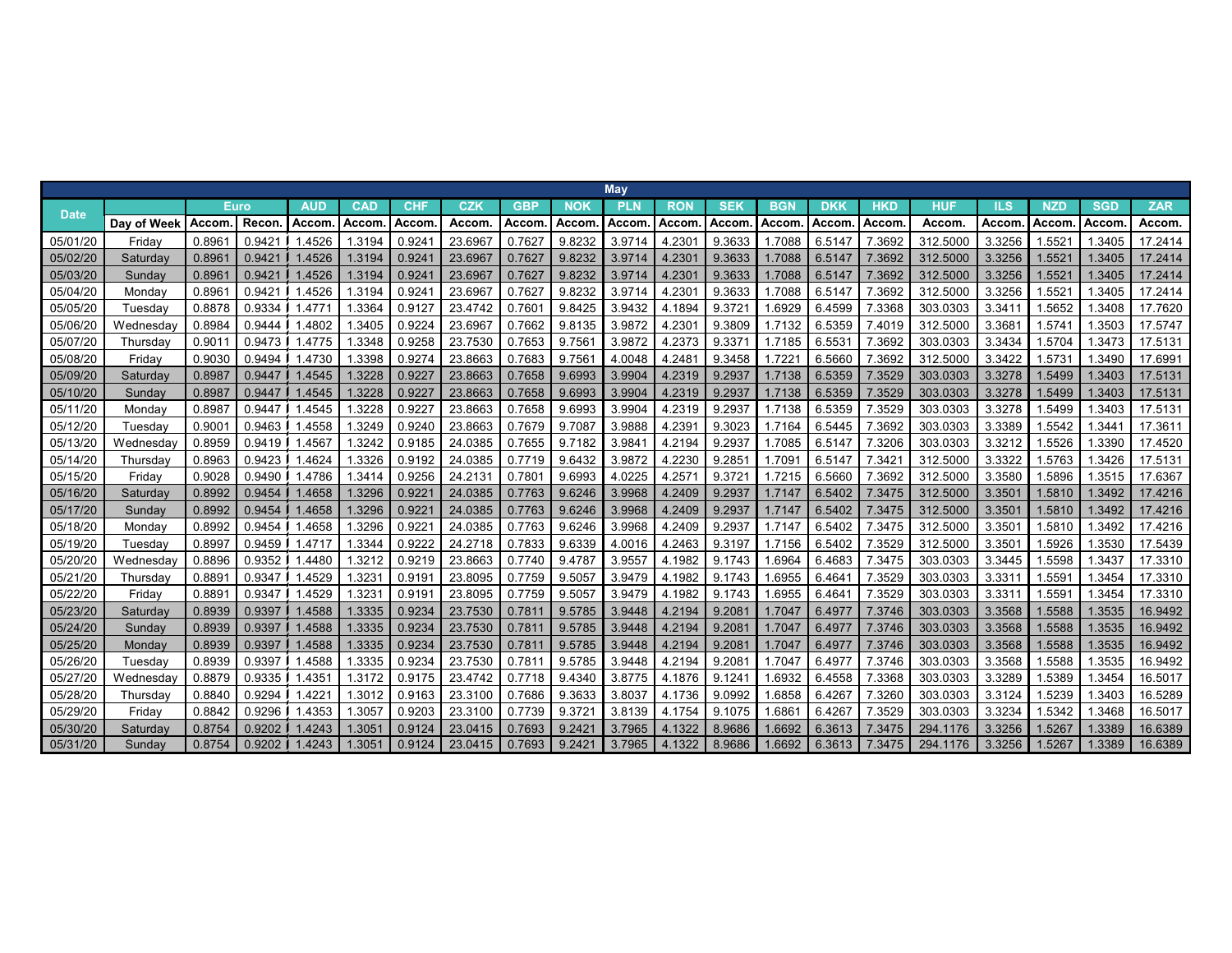| May | | | | | | | | | | | | | | | | | | | | |
|---|---|---|---|---|---|---|---|---|---|---|---|---|---|---|---|---|---|---|---|---|
| Date | | Euro | | AUD | CAD | CHF | CZK | GBP | NOK | PLN | RON | SEK | BGN | DKK | HKD | HUF | ILS | NZD | SGD | ZAR |
| | Day of Week | Accom. | Recon. | Accom. | Accom. | Accom. | Accom. | Accom. | Accom. | Accom. | Accom. | Accom. | Accom. | Accom. | Accom. | Accom. | Accom. | Accom. | Accom. | Accom. |
| 05/01/20 | Friday | 0.8961 | 0.9421 | 1.4526 | 1.3194 | 0.9241 | 23.6967 | 0.7627 | 9.8232 | 3.9714 | 4.2301 | 9.3633 | 1.7088 | 6.5147 | 7.3692 | 312.5000 | 3.3256 | 1.5521 | 1.3405 | 17.2414 |
| 05/02/20 | Saturday | 0.8961 | 0.9421 | 1.4526 | 1.3194 | 0.9241 | 23.6967 | 0.7627 | 9.8232 | 3.9714 | 4.2301 | 9.3633 | 1.7088 | 6.5147 | 7.3692 | 312.5000 | 3.3256 | 1.5521 | 1.3405 | 17.2414 |
| 05/03/20 | Sunday | 0.8961 | 0.9421 | 1.4526 | 1.3194 | 0.9241 | 23.6967 | 0.7627 | 9.8232 | 3.9714 | 4.2301 | 9.3633 | 1.7088 | 6.5147 | 7.3692 | 312.5000 | 3.3256 | 1.5521 | 1.3405 | 17.2414 |
| 05/04/20 | Monday | 0.8961 | 0.9421 | 1.4526 | 1.3194 | 0.9241 | 23.6967 | 0.7627 | 9.8232 | 3.9714 | 4.2301 | 9.3633 | 1.7088 | 6.5147 | 7.3692 | 312.5000 | 3.3256 | 1.5521 | 1.3405 | 17.2414 |
| 05/05/20 | Tuesday | 0.8878 | 0.9334 | 1.4771 | 1.3364 | 0.9127 | 23.4742 | 0.7601 | 9.8425 | 3.9432 | 4.1894 | 9.3721 | 1.6929 | 6.4599 | 7.3368 | 303.0303 | 3.3411 | 1.5652 | 1.3408 | 17.7620 |
| 05/06/20 | Wednesday | 0.8984 | 0.9444 | 1.4802 | 1.3405 | 0.9224 | 23.6967 | 0.7662 | 9.8135 | 3.9872 | 4.2301 | 9.3809 | 1.7132 | 6.5359 | 7.4019 | 312.5000 | 3.3681 | 1.5741 | 1.3503 | 17.5747 |
| 05/07/20 | Thursday | 0.9011 | 0.9473 | 1.4775 | 1.3348 | 0.9258 | 23.7530 | 0.7653 | 9.7561 | 3.9872 | 4.2373 | 9.3371 | 1.7185 | 6.5531 | 7.3692 | 303.0303 | 3.3434 | 1.5704 | 1.3473 | 17.5131 |
| 05/08/20 | Friday | 0.9030 | 0.9494 | 1.4730 | 1.3398 | 0.9274 | 23.8663 | 0.7683 | 9.7561 | 4.0048 | 4.2481 | 9.3458 | 1.7221 | 6.5660 | 7.3692 | 312.5000 | 3.3422 | 1.5731 | 1.3490 | 17.6991 |
| 05/09/20 | Saturday | 0.8987 | 0.9447 | 1.4545 | 1.3228 | 0.9227 | 23.8663 | 0.7658 | 9.6993 | 3.9904 | 4.2319 | 9.2937 | 1.7138 | 6.5359 | 7.3529 | 303.0303 | 3.3278 | 1.5499 | 1.3403 | 17.5131 |
| 05/10/20 | Sunday | 0.8987 | 0.9447 | 1.4545 | 1.3228 | 0.9227 | 23.8663 | 0.7658 | 9.6993 | 3.9904 | 4.2319 | 9.2937 | 1.7138 | 6.5359 | 7.3529 | 303.0303 | 3.3278 | 1.5499 | 1.3403 | 17.5131 |
| 05/11/20 | Monday | 0.8987 | 0.9447 | 1.4545 | 1.3228 | 0.9227 | 23.8663 | 0.7658 | 9.6993 | 3.9904 | 4.2319 | 9.2937 | 1.7138 | 6.5359 | 7.3529 | 303.0303 | 3.3278 | 1.5499 | 1.3403 | 17.5131 |
| 05/12/20 | Tuesday | 0.9001 | 0.9463 | 1.4558 | 1.3249 | 0.9240 | 23.8663 | 0.7679 | 9.7087 | 3.9888 | 4.2391 | 9.3023 | 1.7164 | 6.5445 | 7.3692 | 303.0303 | 3.3389 | 1.5542 | 1.3441 | 17.3611 |
| 05/13/20 | Wednesday | 0.8959 | 0.9419 | 1.4567 | 1.3242 | 0.9185 | 24.0385 | 0.7655 | 9.7182 | 3.9841 | 4.2194 | 9.2937 | 1.7085 | 6.5147 | 7.3206 | 303.0303 | 3.3212 | 1.5526 | 1.3390 | 17.4520 |
| 05/14/20 | Thursday | 0.8963 | 0.9423 | 1.4624 | 1.3326 | 0.9192 | 24.0385 | 0.7719 | 9.6432 | 3.9872 | 4.2230 | 9.2851 | 1.7091 | 6.5147 | 7.3421 | 312.5000 | 3.3322 | 1.5763 | 1.3426 | 17.5131 |
| 05/15/20 | Friday | 0.9028 | 0.9490 | 1.4786 | 1.3414 | 0.9256 | 24.2131 | 0.7801 | 9.6993 | 4.0225 | 4.2571 | 9.3721 | 1.7215 | 6.5660 | 7.3692 | 312.5000 | 3.3580 | 1.5896 | 1.3515 | 17.6367 |
| 05/16/20 | Saturday | 0.8992 | 0.9454 | 1.4658 | 1.3296 | 0.9221 | 24.0385 | 0.7763 | 9.6246 | 3.9968 | 4.2409 | 9.2937 | 1.7147 | 6.5402 | 7.3475 | 312.5000 | 3.3501 | 1.5810 | 1.3492 | 17.4216 |
| 05/17/20 | Sunday | 0.8992 | 0.9454 | 1.4658 | 1.3296 | 0.9221 | 24.0385 | 0.7763 | 9.6246 | 3.9968 | 4.2409 | 9.2937 | 1.7147 | 6.5402 | 7.3475 | 312.5000 | 3.3501 | 1.5810 | 1.3492 | 17.4216 |
| 05/18/20 | Monday | 0.8992 | 0.9454 | 1.4658 | 1.3296 | 0.9221 | 24.0385 | 0.7763 | 9.6246 | 3.9968 | 4.2409 | 9.2937 | 1.7147 | 6.5402 | 7.3475 | 312.5000 | 3.3501 | 1.5810 | 1.3492 | 17.4216 |
| 05/19/20 | Tuesday | 0.8997 | 0.9459 | 1.4717 | 1.3344 | 0.9222 | 24.2718 | 0.7833 | 9.6339 | 4.0016 | 4.2463 | 9.3197 | 1.7156 | 6.5402 | 7.3529 | 312.5000 | 3.3501 | 1.5926 | 1.3530 | 17.5439 |
| 05/20/20 | Wednesday | 0.8896 | 0.9352 | 1.4480 | 1.3212 | 0.9219 | 23.8663 | 0.7740 | 9.4787 | 3.9557 | 4.1982 | 9.1743 | 1.6964 | 6.4683 | 7.3475 | 303.0303 | 3.3445 | 1.5598 | 1.3437 | 17.3310 |
| 05/21/20 | Thursday | 0.8891 | 0.9347 | 1.4529 | 1.3231 | 0.9191 | 23.8095 | 0.7759 | 9.5057 | 3.9479 | 4.1982 | 9.1743 | 1.6955 | 6.4641 | 7.3529 | 303.0303 | 3.3311 | 1.5591 | 1.3454 | 17.3310 |
| 05/22/20 | Friday | 0.8891 | 0.9347 | 1.4529 | 1.3231 | 0.9191 | 23.8095 | 0.7759 | 9.5057 | 3.9479 | 4.1982 | 9.1743 | 1.6955 | 6.4641 | 7.3529 | 303.0303 | 3.3311 | 1.5591 | 1.3454 | 17.3310 |
| 05/23/20 | Saturday | 0.8939 | 0.9397 | 1.4588 | 1.3335 | 0.9234 | 23.7530 | 0.7811 | 9.5785 | 3.9448 | 4.2194 | 9.2081 | 1.7047 | 6.4977 | 7.3746 | 303.0303 | 3.3568 | 1.5588 | 1.3535 | 16.9492 |
| 05/24/20 | Sunday | 0.8939 | 0.9397 | 1.4588 | 1.3335 | 0.9234 | 23.7530 | 0.7811 | 9.5785 | 3.9448 | 4.2194 | 9.2081 | 1.7047 | 6.4977 | 7.3746 | 303.0303 | 3.3568 | 1.5588 | 1.3535 | 16.9492 |
| 05/25/20 | Monday | 0.8939 | 0.9397 | 1.4588 | 1.3335 | 0.9234 | 23.7530 | 0.7811 | 9.5785 | 3.9448 | 4.2194 | 9.2081 | 1.7047 | 6.4977 | 7.3746 | 303.0303 | 3.3568 | 1.5588 | 1.3535 | 16.9492 |
| 05/26/20 | Tuesday | 0.8939 | 0.9397 | 1.4588 | 1.3335 | 0.9234 | 23.7530 | 0.7811 | 9.5785 | 3.9448 | 4.2194 | 9.2081 | 1.7047 | 6.4977 | 7.3746 | 303.0303 | 3.3568 | 1.5588 | 1.3535 | 16.9492 |
| 05/27/20 | Wednesday | 0.8879 | 0.9335 | 1.4351 | 1.3172 | 0.9175 | 23.4742 | 0.7718 | 9.4340 | 3.8775 | 4.1876 | 9.1241 | 1.6932 | 6.4558 | 7.3368 | 303.0303 | 3.3289 | 1.5389 | 1.3454 | 16.5017 |
| 05/28/20 | Thursday | 0.8840 | 0.9294 | 1.4221 | 1.3012 | 0.9163 | 23.3100 | 0.7686 | 9.3633 | 3.8037 | 4.1736 | 9.0992 | 1.6858 | 6.4267 | 7.3260 | 303.0303 | 3.3124 | 1.5239 | 1.3403 | 16.5289 |
| 05/29/20 | Friday | 0.8842 | 0.9296 | 1.4353 | 1.3057 | 0.9203 | 23.3100 | 0.7739 | 9.3721 | 3.8139 | 4.1754 | 9.1075 | 1.6861 | 6.4267 | 7.3529 | 303.0303 | 3.3234 | 1.5342 | 1.3468 | 16.5017 |
| 05/30/20 | Saturday | 0.8754 | 0.9202 | 1.4243 | 1.3051 | 0.9124 | 23.0415 | 0.7693 | 9.2421 | 3.7965 | 4.1322 | 8.9686 | 1.6692 | 6.3613 | 7.3475 | 294.1176 | 3.3256 | 1.5267 | 1.3389 | 16.6389 |
| 05/31/20 | Sunday | 0.8754 | 0.9202 | 1.4243 | 1.3051 | 0.9124 | 23.0415 | 0.7693 | 9.2421 | 3.7965 | 4.1322 | 8.9686 | 1.6692 | 6.3613 | 7.3475 | 294.1176 | 3.3256 | 1.5267 | 1.3389 | 16.6389 |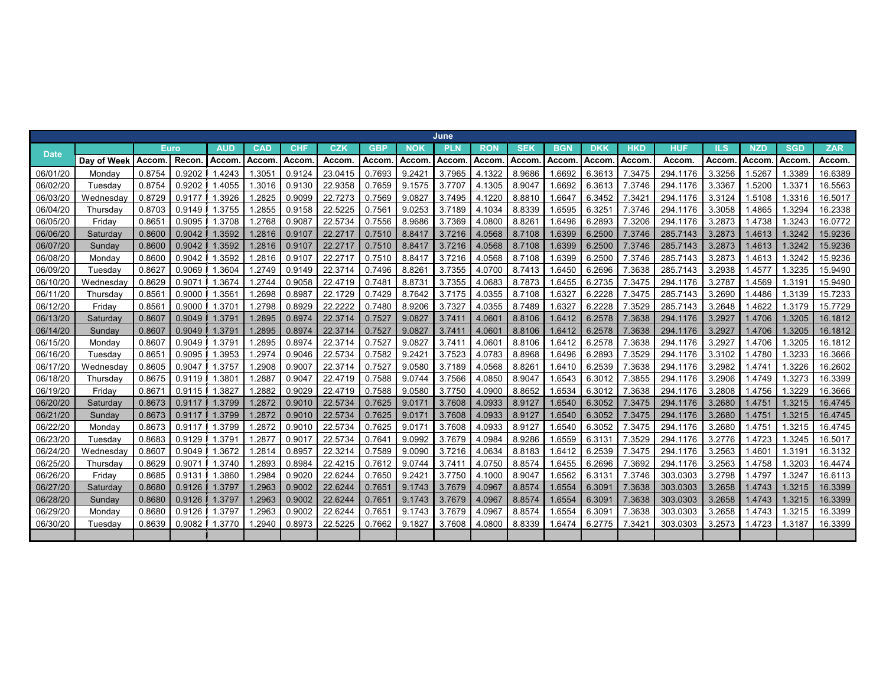| June | | | | | | | | | | | | | | | | | | | | |
|---|---|---|---|---|---|---|---|---|---|---|---|---|---|---|---|---|---|---|---|---|
| Date | | Euro | | AUD | CAD | CHF | CZK | GBP | NOK | PLN | RON | SEK | BGN | DKK | HKD | HUF | ILS | NZD | SGD | ZAR |
| | Day of Week | Accom. | Recon. | Accom. | Accom. | Accom. | Accom. | Accom. | Accom. | Accom. | Accom. | Accom. | Accom. | Accom. | Accom. | Accom. | Accom. | Accom. | Accom. | Accom. |
| 06/01/20 | Monday | 0.8754 | 0.9202 | 1.4243 | 1.3051 | 0.9124 | 23.0415 | 0.7693 | 9.2421 | 3.7965 | 4.1322 | 8.9686 | 1.6692 | 6.3613 | 7.3475 | 294.1176 | 3.3256 | 1.5267 | 1.3389 | 16.6389 |
| 06/02/20 | Tuesday | 0.8754 | 0.9202 | 1.4055 | 1.3016 | 0.9130 | 22.9358 | 0.7659 | 9.1575 | 3.7707 | 4.1305 | 8.9047 | 1.6692 | 6.3613 | 7.3746 | 294.1176 | 3.3367 | 1.5200 | 1.3371 | 16.5563 |
| 06/03/20 | Wednesday | 0.8729 | 0.9177 | 1.3926 | 1.2825 | 0.9099 | 22.7273 | 0.7569 | 9.0827 | 3.7495 | 4.1220 | 8.8810 | 1.6647 | 6.3452 | 7.3421 | 294.1176 | 3.3124 | 1.5108 | 1.3316 | 16.5017 |
| 06/04/20 | Thursday | 0.8703 | 0.9149 | 1.3755 | 1.2855 | 0.9158 | 22.5225 | 0.7561 | 9.0253 | 3.7189 | 4.1034 | 8.8339 | 1.6595 | 6.3251 | 7.3746 | 294.1176 | 3.3058 | 1.4865 | 1.3294 | 16.2338 |
| 06/05/20 | Friday | 0.8651 | 0.9095 | 1.3708 | 1.2768 | 0.9087 | 22.5734 | 0.7556 | 8.9686 | 3.7369 | 4.0800 | 8.8261 | 1.6496 | 6.2893 | 7.3206 | 294.1176 | 3.2873 | 1.4738 | 1.3243 | 16.0772 |
| 06/06/20 | Saturday | 0.8600 | 0.9042 | 1.3592 | 1.2816 | 0.9107 | 22.2717 | 0.7510 | 8.8417 | 3.7216 | 4.0568 | 8.7108 | 1.6399 | 6.2500 | 7.3746 | 285.7143 | 3.2873 | 1.4613 | 1.3242 | 15.9236 |
| 06/07/20 | Sunday | 0.8600 | 0.9042 | 1.3592 | 1.2816 | 0.9107 | 22.2717 | 0.7510 | 8.8417 | 3.7216 | 4.0568 | 8.7108 | 1.6399 | 6.2500 | 7.3746 | 285.7143 | 3.2873 | 1.4613 | 1.3242 | 15.9236 |
| 06/08/20 | Monday | 0.8600 | 0.9042 | 1.3592 | 1.2816 | 0.9107 | 22.2717 | 0.7510 | 8.8417 | 3.7216 | 4.0568 | 8.7108 | 1.6399 | 6.2500 | 7.3746 | 285.7143 | 3.2873 | 1.4613 | 1.3242 | 15.9236 |
| 06/09/20 | Tuesday | 0.8627 | 0.9069 | 1.3604 | 1.2749 | 0.9149 | 22.3714 | 0.7496 | 8.8261 | 3.7355 | 4.0700 | 8.7413 | 1.6450 | 6.2696 | 7.3638 | 285.7143 | 3.2938 | 1.4577 | 1.3235 | 15.9490 |
| 06/10/20 | Wednesday | 0.8629 | 0.9071 | 1.3674 | 1.2744 | 0.9058 | 22.4719 | 0.7481 | 8.8731 | 3.7355 | 4.0683 | 8.7873 | 1.6455 | 6.2735 | 7.3475 | 294.1176 | 3.2787 | 1.4569 | 1.3191 | 15.9490 |
| 06/11/20 | Thursday | 0.8561 | 0.9000 | 1.3561 | 1.2698 | 0.8987 | 22.1729 | 0.7429 | 8.7642 | 3.7175 | 4.0355 | 8.7108 | 1.6327 | 6.2228 | 7.3475 | 285.7143 | 3.2690 | 1.4486 | 1.3139 | 15.7233 |
| 06/12/20 | Friday | 0.8561 | 0.9000 | 1.3701 | 1.2798 | 0.8929 | 22.2222 | 0.7480 | 8.9206 | 3.7327 | 4.0355 | 8.7489 | 1.6327 | 6.2228 | 7.3529 | 285.7143 | 3.2648 | 1.4622 | 1.3179 | 15.7729 |
| 06/13/20 | Saturday | 0.8607 | 0.9049 | 1.3791 | 1.2895 | 0.8974 | 22.3714 | 0.7527 | 9.0827 | 3.7411 | 4.0601 | 8.8106 | 1.6412 | 6.2578 | 7.3638 | 294.1176 | 3.2927 | 1.4706 | 1.3205 | 16.1812 |
| 06/14/20 | Sunday | 0.8607 | 0.9049 | 1.3791 | 1.2895 | 0.8974 | 22.3714 | 0.7527 | 9.0827 | 3.7411 | 4.0601 | 8.8106 | 1.6412 | 6.2578 | 7.3638 | 294.1176 | 3.2927 | 1.4706 | 1.3205 | 16.1812 |
| 06/15/20 | Monday | 0.8607 | 0.9049 | 1.3791 | 1.2895 | 0.8974 | 22.3714 | 0.7527 | 9.0827 | 3.7411 | 4.0601 | 8.8106 | 1.6412 | 6.2578 | 7.3638 | 294.1176 | 3.2927 | 1.4706 | 1.3205 | 16.1812 |
| 06/16/20 | Tuesday | 0.8651 | 0.9095 | 1.3953 | 1.2974 | 0.9046 | 22.5734 | 0.7582 | 9.2421 | 3.7523 | 4.0783 | 8.8968 | 1.6496 | 6.2893 | 7.3529 | 294.1176 | 3.3102 | 1.4780 | 1.3233 | 16.3666 |
| 06/17/20 | Wednesday | 0.8605 | 0.9047 | 1.3757 | 1.2908 | 0.9007 | 22.3714 | 0.7527 | 9.0580 | 3.7189 | 4.0568 | 8.8261 | 1.6410 | 6.2539 | 7.3475 | 294.1176 | 3.2982 | 1.4741 | 1.3226 | 16.2602 |
| 06/18/20 | Thursday | 0.8675 | 0.9119 | 1.3801 | 1.2887 | 0.9047 | 22.4719 | 0.7588 | 9.0744 | 3.7566 | 4.0850 | 8.9047 | 1.6543 | 6.3012 | 7.3855 | 294.1176 | 3.2906 | 1.4749 | 1.3273 | 16.3399 |
| 06/19/20 | Friday | 0.8671 | 0.9115 | 1.3827 | 1.2882 | 0.9029 | 22.4719 | 0.7588 | 9.0580 | 3.7750 | 4.0900 | 8.8652 | 1.6534 | 6.3012 | 7.3638 | 294.1176 | 3.2808 | 1.4756 | 1.3229 | 16.3666 |
| 06/20/20 | Saturday | 0.8673 | 0.9117 | 1.3799 | 1.2872 | 0.9010 | 22.5734 | 0.7625 | 9.0171 | 3.7608 | 4.0933 | 8.9127 | 1.6540 | 6.3052 | 7.3475 | 294.1176 | 3.2680 | 1.4751 | 1.3215 | 16.4745 |
| 06/21/20 | Sunday | 0.8673 | 0.9117 | 1.3799 | 1.2872 | 0.9010 | 22.5734 | 0.7625 | 9.0171 | 3.7608 | 4.0933 | 8.9127 | 1.6540 | 6.3052 | 7.3475 | 294.1176 | 3.2680 | 1.4751 | 1.3215 | 16.4745 |
| 06/22/20 | Monday | 0.8673 | 0.9117 | 1.3799 | 1.2872 | 0.9010 | 22.5734 | 0.7625 | 9.0171 | 3.7608 | 4.0933 | 8.9127 | 1.6540 | 6.3052 | 7.3475 | 294.1176 | 3.2680 | 1.4751 | 1.3215 | 16.4745 |
| 06/23/20 | Tuesday | 0.8683 | 0.9129 | 1.3791 | 1.2877 | 0.9017 | 22.5734 | 0.7641 | 9.0992 | 3.7679 | 4.0984 | 8.9286 | 1.6559 | 6.3131 | 7.3529 | 294.1176 | 3.2776 | 1.4723 | 1.3245 | 16.5017 |
| 06/24/20 | Wednesday | 0.8607 | 0.9049 | 1.3672 | 1.2814 | 0.8957 | 22.3214 | 0.7589 | 9.0090 | 3.7216 | 4.0634 | 8.8183 | 1.6412 | 6.2539 | 7.3475 | 294.1176 | 3.2563 | 1.4601 | 1.3191 | 16.3132 |
| 06/25/20 | Thursday | 0.8629 | 0.9071 | 1.3740 | 1.2893 | 0.8984 | 22.4215 | 0.7612 | 9.0744 | 3.7411 | 4.0750 | 8.8574 | 1.6455 | 6.2696 | 7.3692 | 294.1176 | 3.2563 | 1.4758 | 1.3203 | 16.4474 |
| 06/26/20 | Friday | 0.8685 | 0.9131 | 1.3860 | 1.2984 | 0.9020 | 22.6244 | 0.7650 | 9.2421 | 3.7750 | 4.1000 | 8.9047 | 1.6562 | 6.3131 | 7.3746 | 303.0303 | 3.2798 | 1.4797 | 1.3247 | 16.6113 |
| 06/27/20 | Saturday | 0.8680 | 0.9126 | 1.3797 | 1.2963 | 0.9002 | 22.6244 | 0.7651 | 9.1743 | 3.7679 | 4.0967 | 8.8574 | 1.6554 | 6.3091 | 7.3638 | 303.0303 | 3.2658 | 1.4743 | 1.3215 | 16.3399 |
| 06/28/20 | Sunday | 0.8680 | 0.9126 | 1.3797 | 1.2963 | 0.9002 | 22.6244 | 0.7651 | 9.1743 | 3.7679 | 4.0967 | 8.8574 | 1.6554 | 6.3091 | 7.3638 | 303.0303 | 3.2658 | 1.4743 | 1.3215 | 16.3399 |
| 06/29/20 | Monday | 0.8680 | 0.9126 | 1.3797 | 1.2963 | 0.9002 | 22.6244 | 0.7651 | 9.1743 | 3.7679 | 4.0967 | 8.8574 | 1.6554 | 6.3091 | 7.3638 | 303.0303 | 3.2658 | 1.4743 | 1.3215 | 16.3399 |
| 06/30/20 | Tuesday | 0.8639 | 0.9082 | 1.3770 | 1.2940 | 0.8973 | 22.5225 | 0.7662 | 9.1827 | 3.7608 | 4.0800 | 8.8339 | 1.6474 | 6.2775 | 7.3421 | 303.0303 | 3.2573 | 1.4723 | 1.3187 | 16.3399 |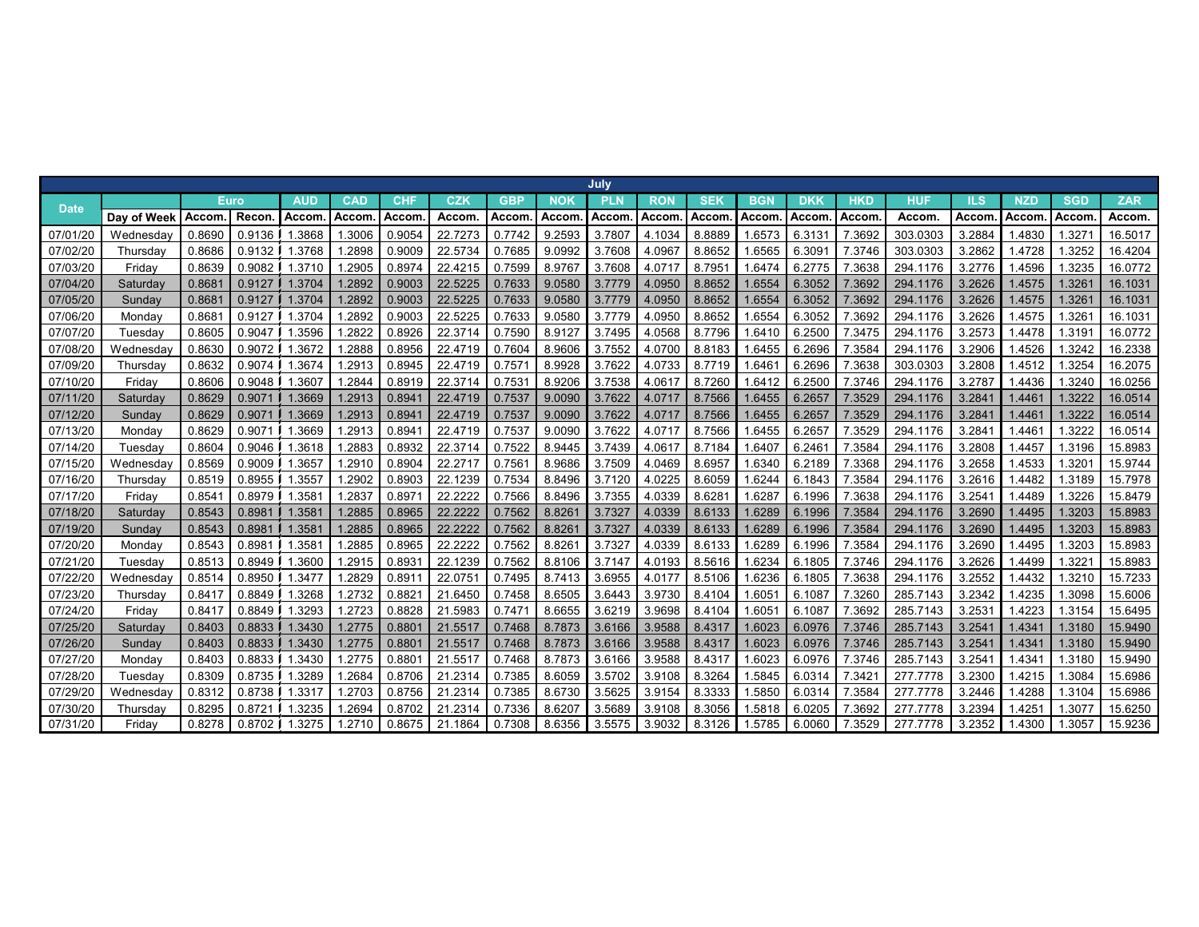| July | | | | | | | | | | | | | | | | | | | | |
|---|---|---|---|---|---|---|---|---|---|---|---|---|---|---|---|---|---|---|---|---|
| Date | | Euro | | AUD | CAD | CHF | CZK | GBP | NOK | PLN | RON | SEK | BGN | DKK | HKD | HUF | ILS | NZD | SGD | ZAR |
| | Day of Week | Accom. | Recon. | Accom. | Accom. | Accom. | Accom. | Accom. | Accom. | Accom. | Accom. | Accom. | Accom. | Accom. | Accom. | Accom. | Accom. | Accom. | Accom. | Accom. |
| 07/01/20 | Wednesday | 0.8690 | 0.9136 | 1.3868 | 1.3006 | 0.9054 | 22.7273 | 0.7742 | 9.2593 | 3.7807 | 4.1034 | 8.8889 | 1.6573 | 6.3131 | 7.3692 | 303.0303 | 3.2884 | 1.4830 | 1.3271 | 16.5017 |
| 07/02/20 | Thursday | 0.8686 | 0.9132 | 1.3768 | 1.2898 | 0.9009 | 22.5734 | 0.7685 | 9.0992 | 3.7608 | 4.0967 | 8.8652 | 1.6565 | 6.3091 | 7.3746 | 303.0303 | 3.2862 | 1.4728 | 1.3252 | 16.4204 |
| 07/03/20 | Friday | 0.8639 | 0.9082 | 1.3710 | 1.2905 | 0.8974 | 22.4215 | 0.7599 | 8.9767 | 3.7608 | 4.0717 | 8.7951 | 1.6474 | 6.2775 | 7.3638 | 294.1176 | 3.2776 | 1.4596 | 1.3235 | 16.0772 |
| 07/04/20 | Saturday | 0.8681 | 0.9127 | 1.3704 | 1.2892 | 0.9003 | 22.5225 | 0.7633 | 9.0580 | 3.7779 | 4.0950 | 8.8652 | 1.6554 | 6.3052 | 7.3692 | 294.1176 | 3.2626 | 1.4575 | 1.3261 | 16.1031 |
| 07/05/20 | Sunday | 0.8681 | 0.9127 | 1.3704 | 1.2892 | 0.9003 | 22.5225 | 0.7633 | 9.0580 | 3.7779 | 4.0950 | 8.8652 | 1.6554 | 6.3052 | 7.3692 | 294.1176 | 3.2626 | 1.4575 | 1.3261 | 16.1031 |
| 07/06/20 | Monday | 0.8681 | 0.9127 | 1.3704 | 1.2892 | 0.9003 | 22.5225 | 0.7633 | 9.0580 | 3.7779 | 4.0950 | 8.8652 | 1.6554 | 6.3052 | 7.3692 | 294.1176 | 3.2626 | 1.4575 | 1.3261 | 16.1031 |
| 07/07/20 | Tuesday | 0.8605 | 0.9047 | 1.3596 | 1.2822 | 0.8926 | 22.3714 | 0.7590 | 8.9127 | 3.7495 | 4.0568 | 8.7796 | 1.6410 | 6.2500 | 7.3475 | 294.1176 | 3.2573 | 1.4478 | 1.3191 | 16.0772 |
| 07/08/20 | Wednesday | 0.8630 | 0.9072 | 1.3672 | 1.2888 | 0.8956 | 22.4719 | 0.7604 | 8.9606 | 3.7552 | 4.0700 | 8.8183 | 1.6455 | 6.2696 | 7.3584 | 294.1176 | 3.2906 | 1.4526 | 1.3242 | 16.2338 |
| 07/09/20 | Thursday | 0.8632 | 0.9074 | 1.3674 | 1.2913 | 0.8945 | 22.4719 | 0.7571 | 8.9928 | 3.7622 | 4.0733 | 8.7719 | 1.6461 | 6.2696 | 7.3638 | 303.0303 | 3.2808 | 1.4512 | 1.3254 | 16.2075 |
| 07/10/20 | Friday | 0.8606 | 0.9048 | 1.3607 | 1.2844 | 0.8919 | 22.3714 | 0.7531 | 8.9206 | 3.7538 | 4.0617 | 8.7260 | 1.6412 | 6.2500 | 7.3746 | 294.1176 | 3.2787 | 1.4436 | 1.3240 | 16.0256 |
| 07/11/20 | Saturday | 0.8629 | 0.9071 | 1.3669 | 1.2913 | 0.8941 | 22.4719 | 0.7537 | 9.0090 | 3.7622 | 4.0717 | 8.7566 | 1.6455 | 6.2657 | 7.3529 | 294.1176 | 3.2841 | 1.4461 | 1.3222 | 16.0514 |
| 07/12/20 | Sunday | 0.8629 | 0.9071 | 1.3669 | 1.2913 | 0.8941 | 22.4719 | 0.7537 | 9.0090 | 3.7622 | 4.0717 | 8.7566 | 1.6455 | 6.2657 | 7.3529 | 294.1176 | 3.2841 | 1.4461 | 1.3222 | 16.0514 |
| 07/13/20 | Monday | 0.8629 | 0.9071 | 1.3669 | 1.2913 | 0.8941 | 22.4719 | 0.7537 | 9.0090 | 3.7622 | 4.0717 | 8.7566 | 1.6455 | 6.2657 | 7.3529 | 294.1176 | 3.2841 | 1.4461 | 1.3222 | 16.0514 |
| 07/14/20 | Tuesday | 0.8604 | 0.9046 | 1.3618 | 1.2883 | 0.8932 | 22.3714 | 0.7522 | 8.9445 | 3.7439 | 4.0617 | 8.7184 | 1.6407 | 6.2461 | 7.3584 | 294.1176 | 3.2808 | 1.4457 | 1.3196 | 15.8983 |
| 07/15/20 | Wednesday | 0.8569 | 0.9009 | 1.3657 | 1.2910 | 0.8904 | 22.2717 | 0.7561 | 8.9686 | 3.7509 | 4.0469 | 8.6957 | 1.6340 | 6.2189 | 7.3368 | 294.1176 | 3.2658 | 1.4533 | 1.3201 | 15.9744 |
| 07/16/20 | Thursday | 0.8519 | 0.8955 | 1.3557 | 1.2902 | 0.8903 | 22.1239 | 0.7534 | 8.8496 | 3.7120 | 4.0225 | 8.6059 | 1.6244 | 6.1843 | 7.3584 | 294.1176 | 3.2616 | 1.4482 | 1.3189 | 15.7978 |
| 07/17/20 | Friday | 0.8541 | 0.8979 | 1.3581 | 1.2837 | 0.8971 | 22.2222 | 0.7566 | 8.8496 | 3.7355 | 4.0339 | 8.6281 | 1.6287 | 6.1996 | 7.3638 | 294.1176 | 3.2541 | 1.4489 | 1.3226 | 15.8479 |
| 07/18/20 | Saturday | 0.8543 | 0.8981 | 1.3581 | 1.2885 | 0.8965 | 22.2222 | 0.7562 | 8.8261 | 3.7327 | 4.0339 | 8.6133 | 1.6289 | 6.1996 | 7.3584 | 294.1176 | 3.2690 | 1.4495 | 1.3203 | 15.8983 |
| 07/19/20 | Sunday | 0.8543 | 0.8981 | 1.3581 | 1.2885 | 0.8965 | 22.2222 | 0.7562 | 8.8261 | 3.7327 | 4.0339 | 8.6133 | 1.6289 | 6.1996 | 7.3584 | 294.1176 | 3.2690 | 1.4495 | 1.3203 | 15.8983 |
| 07/20/20 | Monday | 0.8543 | 0.8981 | 1.3581 | 1.2885 | 0.8965 | 22.2222 | 0.7562 | 8.8261 | 3.7327 | 4.0339 | 8.6133 | 1.6289 | 6.1996 | 7.3584 | 294.1176 | 3.2690 | 1.4495 | 1.3203 | 15.8983 |
| 07/21/20 | Tuesday | 0.8513 | 0.8949 | 1.3600 | 1.2915 | 0.8931 | 22.1239 | 0.7562 | 8.8106 | 3.7147 | 4.0193 | 8.5616 | 1.6234 | 6.1805 | 7.3746 | 294.1176 | 3.2626 | 1.4499 | 1.3221 | 15.8983 |
| 07/22/20 | Wednesday | 0.8514 | 0.8950 | 1.3477 | 1.2829 | 0.8911 | 22.0751 | 0.7495 | 8.7413 | 3.6955 | 4.0177 | 8.5106 | 1.6236 | 6.1805 | 7.3638 | 294.1176 | 3.2552 | 1.4432 | 1.3210 | 15.7233 |
| 07/23/20 | Thursday | 0.8417 | 0.8849 | 1.3268 | 1.2732 | 0.8821 | 21.6450 | 0.7458 | 8.6505 | 3.6443 | 3.9730 | 8.4104 | 1.6051 | 6.1087 | 7.3260 | 285.7143 | 3.2342 | 1.4235 | 1.3098 | 15.6006 |
| 07/24/20 | Friday | 0.8417 | 0.8849 | 1.3293 | 1.2723 | 0.8828 | 21.5983 | 0.7471 | 8.6655 | 3.6219 | 3.9698 | 8.4104 | 1.6051 | 6.1087 | 7.3692 | 285.7143 | 3.2531 | 1.4223 | 1.3154 | 15.6495 |
| 07/25/20 | Saturday | 0.8403 | 0.8833 | 1.3430 | 1.2775 | 0.8801 | 21.5517 | 0.7468 | 8.7873 | 3.6166 | 3.9588 | 8.4317 | 1.6023 | 6.0976 | 7.3746 | 285.7143 | 3.2541 | 1.4341 | 1.3180 | 15.9490 |
| 07/26/20 | Sunday | 0.8403 | 0.8833 | 1.3430 | 1.2775 | 0.8801 | 21.5517 | 0.7468 | 8.7873 | 3.6166 | 3.9588 | 8.4317 | 1.6023 | 6.0976 | 7.3746 | 285.7143 | 3.2541 | 1.4341 | 1.3180 | 15.9490 |
| 07/27/20 | Monday | 0.8403 | 0.8833 | 1.3430 | 1.2775 | 0.8801 | 21.5517 | 0.7468 | 8.7873 | 3.6166 | 3.9588 | 8.4317 | 1.6023 | 6.0976 | 7.3746 | 285.7143 | 3.2541 | 1.4341 | 1.3180 | 15.9490 |
| 07/28/20 | Tuesday | 0.8309 | 0.8735 | 1.3289 | 1.2684 | 0.8706 | 21.2314 | 0.7385 | 8.6059 | 3.5702 | 3.9108 | 8.3264 | 1.5845 | 6.0314 | 7.3421 | 277.7778 | 3.2300 | 1.4215 | 1.3084 | 15.6986 |
| 07/29/20 | Wednesday | 0.8312 | 0.8738 | 1.3317 | 1.2703 | 0.8756 | 21.2314 | 0.7385 | 8.6730 | 3.5625 | 3.9154 | 8.3333 | 1.5850 | 6.0314 | 7.3584 | 277.7778 | 3.2446 | 1.4288 | 1.3104 | 15.6986 |
| 07/30/20 | Thursday | 0.8295 | 0.8721 | 1.3235 | 1.2694 | 0.8702 | 21.2314 | 0.7336 | 8.6207 | 3.5689 | 3.9108 | 8.3056 | 1.5818 | 6.0205 | 7.3692 | 277.7778 | 3.2394 | 1.4251 | 1.3077 | 15.6250 |
| 07/31/20 | Friday | 0.8278 | 0.8702 | 1.3275 | 1.2710 | 0.8675 | 21.1864 | 0.7308 | 8.6356 | 3.5575 | 3.9032 | 8.3126 | 1.5785 | 6.0060 | 7.3529 | 277.7778 | 3.2352 | 1.4300 | 1.3057 | 15.9236 |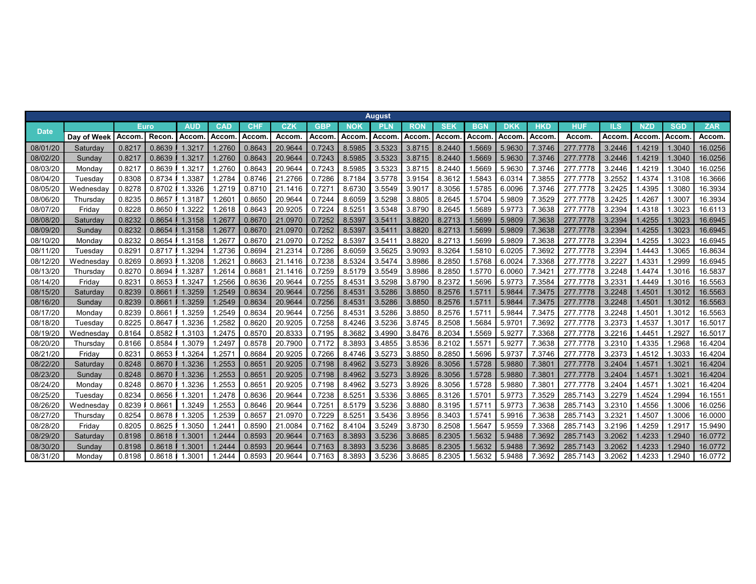| August | | | | | | | | | | | | | | | | | | | | |
|---|---|---|---|---|---|---|---|---|---|---|---|---|---|---|---|---|---|---|---|---|
| Date | | Euro | | AUD | CAD | CHF | CZK | GBP | NOK | PLN | RON | SEK | BGN | DKK | HKD | HUF | ILS | NZD | SGD | ZAR |
| | Day of Week | Accom. | Recon. | Accom. | Accom. | Accom. | Accom. | Accom. | Accom. | Accom. | Accom. | Accom. | Accom. | Accom. | Accom. | Accom. | Accom. | Accom. | Accom. | Accom. |
| 08/01/20 | Saturday | 0.8217 | 0.8639 | 1.3217 | 1.2760 | 0.8643 | 20.9644 | 0.7243 | 8.5985 | 3.5323 | 3.8715 | 8.2440 | 1.5669 | 5.9630 | 7.3746 | 277.7778 | 3.2446 | 1.4219 | 1.3040 | 16.0256 |
| 08/02/20 | Sunday | 0.8217 | 0.8639 | 1.3217 | 1.2760 | 0.8643 | 20.9644 | 0.7243 | 8.5985 | 3.5323 | 3.8715 | 8.2440 | 1.5669 | 5.9630 | 7.3746 | 277.7778 | 3.2446 | 1.4219 | 1.3040 | 16.0256 |
| 08/03/20 | Monday | 0.8217 | 0.8639 | 1.3217 | 1.2760 | 0.8643 | 20.9644 | 0.7243 | 8.5985 | 3.5323 | 3.8715 | 8.2440 | 1.5669 | 5.9630 | 7.3746 | 277.7778 | 3.2446 | 1.4219 | 1.3040 | 16.0256 |
| 08/04/20 | Tuesday | 0.8308 | 0.8734 | 1.3387 | 1.2784 | 0.8746 | 21.2766 | 0.7286 | 8.7184 | 3.5778 | 3.9154 | 8.3612 | 1.5843 | 6.0314 | 7.3855 | 277.7778 | 3.2552 | 1.4374 | 1.3108 | 16.3666 |
| 08/05/20 | Wednesday | 0.8278 | 0.8702 | 1.3326 | 1.2719 | 0.8710 | 21.1416 | 0.7271 | 8.6730 | 3.5549 | 3.9017 | 8.3056 | 1.5785 | 6.0096 | 7.3746 | 277.7778 | 3.2425 | 1.4395 | 1.3080 | 16.3934 |
| 08/06/20 | Thursday | 0.8235 | 0.8657 | 1.3187 | 1.2601 | 0.8650 | 20.9644 | 0.7244 | 8.6059 | 3.5298 | 3.8805 | 8.2645 | 1.5704 | 5.9809 | 7.3529 | 277.7778 | 3.2425 | 1.4267 | 1.3007 | 16.3934 |
| 08/07/20 | Friday | 0.8228 | 0.8650 | 1.3222 | 1.2618 | 0.8643 | 20.9205 | 0.7224 | 8.5251 | 3.5348 | 3.8790 | 8.2645 | 1.5689 | 5.9773 | 7.3638 | 277.7778 | 3.2394 | 1.4318 | 1.3023 | 16.6113 |
| 08/08/20 | Saturday | 0.8232 | 0.8654 | 1.3158 | 1.2677 | 0.8670 | 21.0970 | 0.7252 | 8.5397 | 3.5411 | 3.8820 | 8.2713 | 1.5699 | 5.9809 | 7.3638 | 277.7778 | 3.2394 | 1.4255 | 1.3023 | 16.6945 |
| 08/09/20 | Sunday | 0.8232 | 0.8654 | 1.3158 | 1.2677 | 0.8670 | 21.0970 | 0.7252 | 8.5397 | 3.5411 | 3.8820 | 8.2713 | 1.5699 | 5.9809 | 7.3638 | 277.7778 | 3.2394 | 1.4255 | 1.3023 | 16.6945 |
| 08/10/20 | Monday | 0.8232 | 0.8654 | 1.3158 | 1.2677 | 0.8670 | 21.0970 | 0.7252 | 8.5397 | 3.5411 | 3.8820 | 8.2713 | 1.5699 | 5.9809 | 7.3638 | 277.7778 | 3.2394 | 1.4255 | 1.3023 | 16.6945 |
| 08/11/20 | Tuesday | 0.8291 | 0.8717 | 1.3294 | 1.2736 | 0.8694 | 21.2314 | 0.7286 | 8.6059 | 3.5625 | 3.9093 | 8.3264 | 1.5810 | 6.0205 | 7.3692 | 277.7778 | 3.2394 | 1.4443 | 1.3065 | 16.8634 |
| 08/12/20 | Wednesday | 0.8269 | 0.8693 | 1.3208 | 1.2621 | 0.8663 | 21.1416 | 0.7238 | 8.5324 | 3.5474 | 3.8986 | 8.2850 | 1.5768 | 6.0024 | 7.3368 | 277.7778 | 3.2227 | 1.4331 | 1.2999 | 16.6945 |
| 08/13/20 | Thursday | 0.8270 | 0.8694 | 1.3287 | 1.2614 | 0.8681 | 21.1416 | 0.7259 | 8.5179 | 3.5549 | 3.8986 | 8.2850 | 1.5770 | 6.0060 | 7.3421 | 277.7778 | 3.2248 | 1.4474 | 1.3016 | 16.5837 |
| 08/14/20 | Friday | 0.8231 | 0.8653 | 1.3247 | 1.2566 | 0.8636 | 20.9644 | 0.7255 | 8.4531 | 3.5298 | 3.8790 | 8.2372 | 1.5696 | 5.9773 | 7.3584 | 277.7778 | 3.2331 | 1.4449 | 1.3016 | 16.5563 |
| 08/15/20 | Saturday | 0.8239 | 0.8661 | 1.3259 | 1.2549 | 0.8634 | 20.9644 | 0.7256 | 8.4531 | 3.5286 | 3.8850 | 8.2576 | 1.5711 | 5.9844 | 7.3475 | 277.7778 | 3.2248 | 1.4501 | 1.3012 | 16.5563 |
| 08/16/20 | Sunday | 0.8239 | 0.8661 | 1.3259 | 1.2549 | 0.8634 | 20.9644 | 0.7256 | 8.4531 | 3.5286 | 3.8850 | 8.2576 | 1.5711 | 5.9844 | 7.3475 | 277.7778 | 3.2248 | 1.4501 | 1.3012 | 16.5563 |
| 08/17/20 | Monday | 0.8239 | 0.8661 | 1.3259 | 1.2549 | 0.8634 | 20.9644 | 0.7256 | 8.4531 | 3.5286 | 3.8850 | 8.2576 | 1.5711 | 5.9844 | 7.3475 | 277.7778 | 3.2248 | 1.4501 | 1.3012 | 16.5563 |
| 08/18/20 | Tuesday | 0.8225 | 0.8647 | 1.3236 | 1.2582 | 0.8620 | 20.9205 | 0.7258 | 8.4246 | 3.5236 | 3.8745 | 8.2508 | 1.5684 | 5.9701 | 7.3692 | 277.7778 | 3.2373 | 1.4537 | 1.3017 | 16.5017 |
| 08/19/20 | Wednesday | 0.8164 | 0.8582 | 1.3103 | 1.2475 | 0.8570 | 20.8333 | 0.7195 | 8.3682 | 3.4990 | 3.8476 | 8.2034 | 1.5569 | 5.9277 | 7.3368 | 277.7778 | 3.2216 | 1.4451 | 1.2927 | 16.5017 |
| 08/20/20 | Thursday | 0.8166 | 0.8584 | 1.3079 | 1.2497 | 0.8578 | 20.7900 | 0.7172 | 8.3893 | 3.4855 | 3.8536 | 8.2102 | 1.5571 | 5.9277 | 7.3638 | 277.7778 | 3.2310 | 1.4335 | 1.2968 | 16.4204 |
| 08/21/20 | Friday | 0.8231 | 0.8653 | 1.3264 | 1.2571 | 0.8684 | 20.9205 | 0.7266 | 8.4746 | 3.5273 | 3.8850 | 8.2850 | 1.5696 | 5.9737 | 7.3746 | 277.7778 | 3.2373 | 1.4512 | 1.3033 | 16.4204 |
| 08/22/20 | Saturday | 0.8248 | 0.8670 | 1.3236 | 1.2553 | 0.8651 | 20.9205 | 0.7198 | 8.4962 | 3.5273 | 3.8926 | 8.3056 | 1.5728 | 5.9880 | 7.3801 | 277.7778 | 3.2404 | 1.4571 | 1.3021 | 16.4204 |
| 08/23/20 | Sunday | 0.8248 | 0.8670 | 1.3236 | 1.2553 | 0.8651 | 20.9205 | 0.7198 | 8.4962 | 3.5273 | 3.8926 | 8.3056 | 1.5728 | 5.9880 | 7.3801 | 277.7778 | 3.2404 | 1.4571 | 1.3021 | 16.4204 |
| 08/24/20 | Monday | 0.8248 | 0.8670 | 1.3236 | 1.2553 | 0.8651 | 20.9205 | 0.7198 | 8.4962 | 3.5273 | 3.8926 | 8.3056 | 1.5728 | 5.9880 | 7.3801 | 277.7778 | 3.2404 | 1.4571 | 1.3021 | 16.4204 |
| 08/25/20 | Tuesday | 0.8234 | 0.8656 | 1.3201 | 1.2478 | 0.8636 | 20.9644 | 0.7238 | 8.5251 | 3.5336 | 3.8865 | 8.3126 | 1.5701 | 5.9773 | 7.3529 | 285.7143 | 3.2279 | 1.4524 | 1.2994 | 16.1551 |
| 08/26/20 | Wednesday | 0.8239 | 0.8661 | 1.3249 | 1.2553 | 0.8646 | 20.9644 | 0.7251 | 8.5179 | 3.5236 | 3.8880 | 8.3195 | 1.5711 | 5.9773 | 7.3638 | 285.7143 | 3.2310 | 1.4556 | 1.3006 | 16.0256 |
| 08/27/20 | Thursday | 0.8254 | 0.8678 | 1.3205 | 1.2539 | 0.8657 | 21.0970 | 0.7229 | 8.5251 | 3.5436 | 3.8956 | 8.3403 | 1.5741 | 5.9916 | 7.3638 | 285.7143 | 3.2321 | 1.4507 | 1.3006 | 16.0000 |
| 08/28/20 | Friday | 0.8205 | 0.8625 | 1.3050 | 1.2441 | 0.8590 | 21.0084 | 0.7162 | 8.4104 | 3.5249 | 3.8730 | 8.2508 | 1.5647 | 5.9559 | 7.3368 | 285.7143 | 3.2196 | 1.4259 | 1.2917 | 15.9490 |
| 08/29/20 | Saturday | 0.8198 | 0.8618 | 1.3001 | 1.2444 | 0.8593 | 20.9644 | 0.7163 | 8.3893 | 3.5236 | 3.8685 | 8.2305 | 1.5632 | 5.9488 | 7.3692 | 285.7143 | 3.2062 | 1.4233 | 1.2940 | 16.0772 |
| 08/30/20 | Sunday | 0.8198 | 0.8618 | 1.3001 | 1.2444 | 0.8593 | 20.9644 | 0.7163 | 8.3893 | 3.5236 | 3.8685 | 8.2305 | 1.5632 | 5.9488 | 7.3692 | 285.7143 | 3.2062 | 1.4233 | 1.2940 | 16.0772 |
| 08/31/20 | Monday | 0.8198 | 0.8618 | 1.3001 | 1.2444 | 0.8593 | 20.9644 | 0.7163 | 8.3893 | 3.5236 | 3.8685 | 8.2305 | 1.5632 | 5.9488 | 7.3692 | 285.7143 | 3.2062 | 1.4233 | 1.2940 | 16.0772 |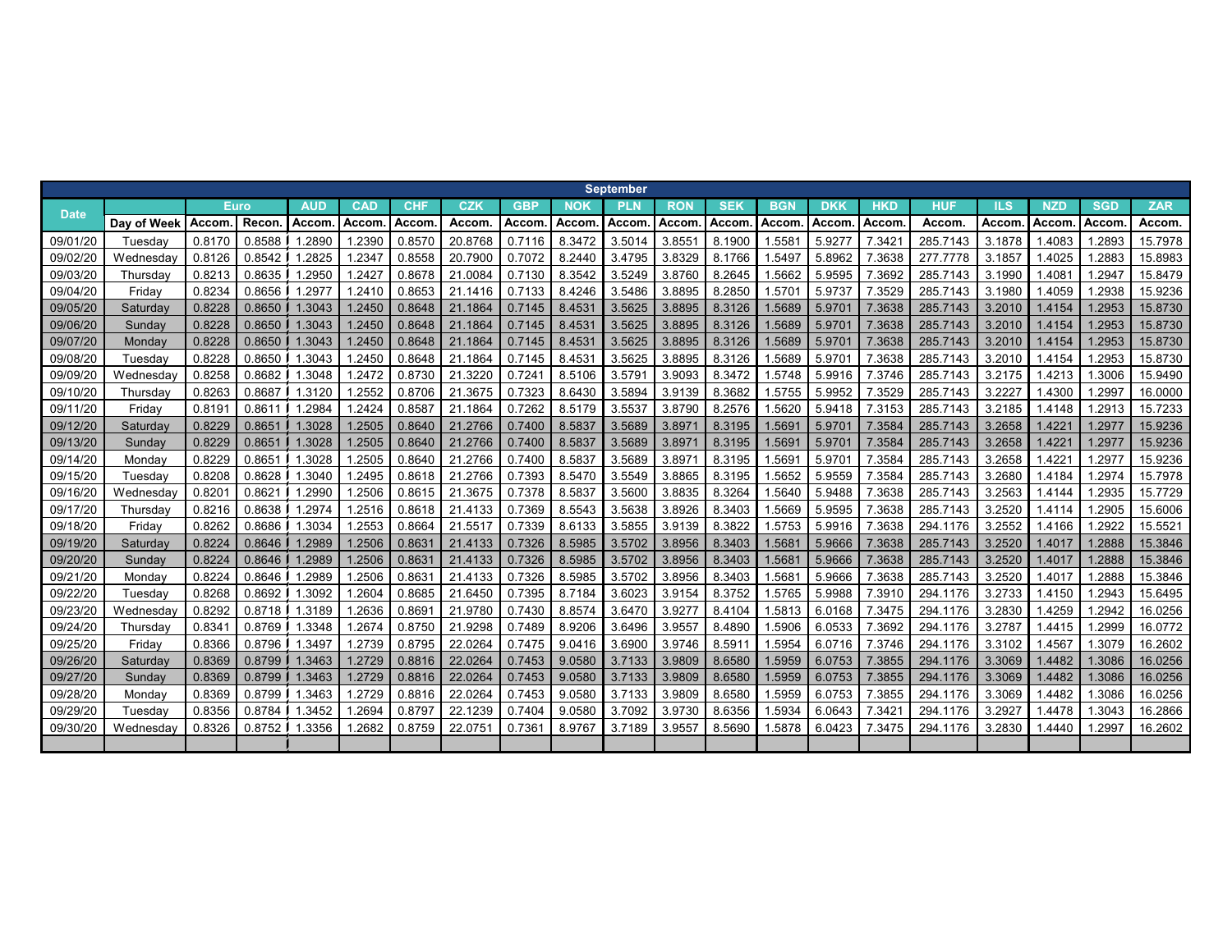| September | | | | | | | | | | | | | | | | | | | | |
|---|---|---|---|---|---|---|---|---|---|---|---|---|---|---|---|---|---|---|---|---|
| Date | | Euro | | AUD | CAD | CHF | CZK | GBP | NOK | PLN | RON | SEK | BGN | DKK | HKD | HUF | ILS | NZD | SGD | ZAR |
| | Day of Week | Accom. | Recon. | Accom. | Accom. | Accom. | Accom. | Accom. | Accom. | Accom. | Accom. | Accom. | Accom. | Accom. | Accom. | Accom. | Accom. | Accom. | Accom. | Accom. |
| 09/01/20 | Tuesday | 0.8170 | 0.8588 | 1.2890 | 1.2390 | 0.8570 | 20.8768 | 0.7116 | 8.3472 | 3.5014 | 3.8551 | 8.1900 | 1.5581 | 5.9277 | 7.3421 | 285.7143 | 3.1878 | 1.4083 | 1.2893 | 15.7978 |
| 09/02/20 | Wednesday | 0.8126 | 0.8542 | 1.2825 | 1.2347 | 0.8558 | 20.7900 | 0.7072 | 8.2440 | 3.4795 | 3.8329 | 8.1766 | 1.5497 | 5.8962 | 7.3638 | 277.7778 | 3.1857 | 1.4025 | 1.2883 | 15.8983 |
| 09/03/20 | Thursday | 0.8213 | 0.8635 | 1.2950 | 1.2427 | 0.8678 | 21.0084 | 0.7130 | 8.3542 | 3.5249 | 3.8760 | 8.2645 | 1.5662 | 5.9595 | 7.3692 | 285.7143 | 3.1990 | 1.4081 | 1.2947 | 15.8479 |
| 09/04/20 | Friday | 0.8234 | 0.8656 | 1.2977 | 1.2410 | 0.8653 | 21.1416 | 0.7133 | 8.4246 | 3.5486 | 3.8895 | 8.2850 | 1.5701 | 5.9737 | 7.3529 | 285.7143 | 3.1980 | 1.4059 | 1.2938 | 15.9236 |
| 09/05/20 | Saturday | 0.8228 | 0.8650 | 1.3043 | 1.2450 | 0.8648 | 21.1864 | 0.7145 | 8.4531 | 3.5625 | 3.8895 | 8.3126 | 1.5689 | 5.9701 | 7.3638 | 285.7143 | 3.2010 | 1.4154 | 1.2953 | 15.8730 |
| 09/06/20 | Sunday | 0.8228 | 0.8650 | 1.3043 | 1.2450 | 0.8648 | 21.1864 | 0.7145 | 8.4531 | 3.5625 | 3.8895 | 8.3126 | 1.5689 | 5.9701 | 7.3638 | 285.7143 | 3.2010 | 1.4154 | 1.2953 | 15.8730 |
| 09/07/20 | Monday | 0.8228 | 0.8650 | 1.3043 | 1.2450 | 0.8648 | 21.1864 | 0.7145 | 8.4531 | 3.5625 | 3.8895 | 8.3126 | 1.5689 | 5.9701 | 7.3638 | 285.7143 | 3.2010 | 1.4154 | 1.2953 | 15.8730 |
| 09/08/20 | Tuesday | 0.8228 | 0.8650 | 1.3043 | 1.2450 | 0.8648 | 21.1864 | 0.7145 | 8.4531 | 3.5625 | 3.8895 | 8.3126 | 1.5689 | 5.9701 | 7.3638 | 285.7143 | 3.2010 | 1.4154 | 1.2953 | 15.8730 |
| 09/09/20 | Wednesday | 0.8258 | 0.8682 | 1.3048 | 1.2472 | 0.8730 | 21.3220 | 0.7241 | 8.5106 | 3.5791 | 3.9093 | 8.3472 | 1.5748 | 5.9916 | 7.3746 | 285.7143 | 3.2175 | 1.4213 | 1.3006 | 15.9490 |
| 09/10/20 | Thursday | 0.8263 | 0.8687 | 1.3120 | 1.2552 | 0.8706 | 21.3675 | 0.7323 | 8.6430 | 3.5894 | 3.9139 | 8.3682 | 1.5755 | 5.9952 | 7.3529 | 285.7143 | 3.2227 | 1.4300 | 1.2997 | 16.0000 |
| 09/11/20 | Friday | 0.8191 | 0.8611 | 1.2984 | 1.2424 | 0.8587 | 21.1864 | 0.7262 | 8.5179 | 3.5537 | 3.8790 | 8.2576 | 1.5620 | 5.9418 | 7.3153 | 285.7143 | 3.2185 | 1.4148 | 1.2913 | 15.7233 |
| 09/12/20 | Saturday | 0.8229 | 0.8651 | 1.3028 | 1.2505 | 0.8640 | 21.2766 | 0.7400 | 8.5837 | 3.5689 | 3.8971 | 8.3195 | 1.5691 | 5.9701 | 7.3584 | 285.7143 | 3.2658 | 1.4221 | 1.2977 | 15.9236 |
| 09/13/20 | Sunday | 0.8229 | 0.8651 | 1.3028 | 1.2505 | 0.8640 | 21.2766 | 0.7400 | 8.5837 | 3.5689 | 3.8971 | 8.3195 | 1.5691 | 5.9701 | 7.3584 | 285.7143 | 3.2658 | 1.4221 | 1.2977 | 15.9236 |
| 09/14/20 | Monday | 0.8229 | 0.8651 | 1.3028 | 1.2505 | 0.8640 | 21.2766 | 0.7400 | 8.5837 | 3.5689 | 3.8971 | 8.3195 | 1.5691 | 5.9701 | 7.3584 | 285.7143 | 3.2658 | 1.4221 | 1.2977 | 15.9236 |
| 09/15/20 | Tuesday | 0.8208 | 0.8628 | 1.3040 | 1.2495 | 0.8618 | 21.2766 | 0.7393 | 8.5470 | 3.5549 | 3.8865 | 8.3195 | 1.5652 | 5.9559 | 7.3584 | 285.7143 | 3.2680 | 1.4184 | 1.2974 | 15.7978 |
| 09/16/20 | Wednesday | 0.8201 | 0.8621 | 1.2990 | 1.2506 | 0.8615 | 21.3675 | 0.7378 | 8.5837 | 3.5600 | 3.8835 | 8.3264 | 1.5640 | 5.9488 | 7.3638 | 285.7143 | 3.2563 | 1.4144 | 1.2935 | 15.7729 |
| 09/17/20 | Thursday | 0.8216 | 0.8638 | 1.2974 | 1.2516 | 0.8618 | 21.4133 | 0.7369 | 8.5543 | 3.5638 | 3.8926 | 8.3403 | 1.5669 | 5.9595 | 7.3638 | 285.7143 | 3.2520 | 1.4114 | 1.2905 | 15.6006 |
| 09/18/20 | Friday | 0.8262 | 0.8686 | 1.3034 | 1.2553 | 0.8664 | 21.5517 | 0.7339 | 8.6133 | 3.5855 | 3.9139 | 8.3822 | 1.5753 | 5.9916 | 7.3638 | 294.1176 | 3.2552 | 1.4166 | 1.2922 | 15.5521 |
| 09/19/20 | Saturday | 0.8224 | 0.8646 | 1.2989 | 1.2506 | 0.8631 | 21.4133 | 0.7326 | 8.5985 | 3.5702 | 3.8956 | 8.3403 | 1.5681 | 5.9666 | 7.3638 | 285.7143 | 3.2520 | 1.4017 | 1.2888 | 15.3846 |
| 09/20/20 | Sunday | 0.8224 | 0.8646 | 1.2989 | 1.2506 | 0.8631 | 21.4133 | 0.7326 | 8.5985 | 3.5702 | 3.8956 | 8.3403 | 1.5681 | 5.9666 | 7.3638 | 285.7143 | 3.2520 | 1.4017 | 1.2888 | 15.3846 |
| 09/21/20 | Monday | 0.8224 | 0.8646 | 1.2989 | 1.2506 | 0.8631 | 21.4133 | 0.7326 | 8.5985 | 3.5702 | 3.8956 | 8.3403 | 1.5681 | 5.9666 | 7.3638 | 285.7143 | 3.2520 | 1.4017 | 1.2888 | 15.3846 |
| 09/22/20 | Tuesday | 0.8268 | 0.8692 | 1.3092 | 1.2604 | 0.8685 | 21.6450 | 0.7395 | 8.7184 | 3.6023 | 3.9154 | 8.3752 | 1.5765 | 5.9988 | 7.3910 | 294.1176 | 3.2733 | 1.4150 | 1.2943 | 15.6495 |
| 09/23/20 | Wednesday | 0.8292 | 0.8718 | 1.3189 | 1.2636 | 0.8691 | 21.9780 | 0.7430 | 8.8574 | 3.6470 | 3.9277 | 8.4104 | 1.5813 | 6.0168 | 7.3475 | 294.1176 | 3.2830 | 1.4259 | 1.2942 | 16.0256 |
| 09/24/20 | Thursday | 0.8341 | 0.8769 | 1.3348 | 1.2674 | 0.8750 | 21.9298 | 0.7489 | 8.9206 | 3.6496 | 3.9557 | 8.4890 | 1.5906 | 6.0533 | 7.3692 | 294.1176 | 3.2787 | 1.4415 | 1.2999 | 16.0772 |
| 09/25/20 | Friday | 0.8366 | 0.8796 | 1.3497 | 1.2739 | 0.8795 | 22.0264 | 0.7475 | 9.0416 | 3.6900 | 3.9746 | 8.5911 | 1.5954 | 6.0716 | 7.3746 | 294.1176 | 3.3102 | 1.4567 | 1.3079 | 16.2602 |
| 09/26/20 | Saturday | 0.8369 | 0.8799 | 1.3463 | 1.2729 | 0.8816 | 22.0264 | 0.7453 | 9.0580 | 3.7133 | 3.9809 | 8.6580 | 1.5959 | 6.0753 | 7.3855 | 294.1176 | 3.3069 | 1.4482 | 1.3086 | 16.0256 |
| 09/27/20 | Sunday | 0.8369 | 0.8799 | 1.3463 | 1.2729 | 0.8816 | 22.0264 | 0.7453 | 9.0580 | 3.7133 | 3.9809 | 8.6580 | 1.5959 | 6.0753 | 7.3855 | 294.1176 | 3.3069 | 1.4482 | 1.3086 | 16.0256 |
| 09/28/20 | Monday | 0.8369 | 0.8799 | 1.3463 | 1.2729 | 0.8816 | 22.0264 | 0.7453 | 9.0580 | 3.7133 | 3.9809 | 8.6580 | 1.5959 | 6.0753 | 7.3855 | 294.1176 | 3.3069 | 1.4482 | 1.3086 | 16.0256 |
| 09/29/20 | Tuesday | 0.8356 | 0.8784 | 1.3452 | 1.2694 | 0.8797 | 22.1239 | 0.7404 | 9.0580 | 3.7092 | 3.9730 | 8.6356 | 1.5934 | 6.0643 | 7.3421 | 294.1176 | 3.2927 | 1.4478 | 1.3043 | 16.2866 |
| 09/30/20 | Wednesday | 0.8326 | 0.8752 | 1.3356 | 1.2682 | 0.8759 | 22.0751 | 0.7361 | 8.9767 | 3.7189 | 3.9557 | 8.5690 | 1.5878 | 6.0423 | 7.3475 | 294.1176 | 3.2830 | 1.4440 | 1.2997 | 16.2602 |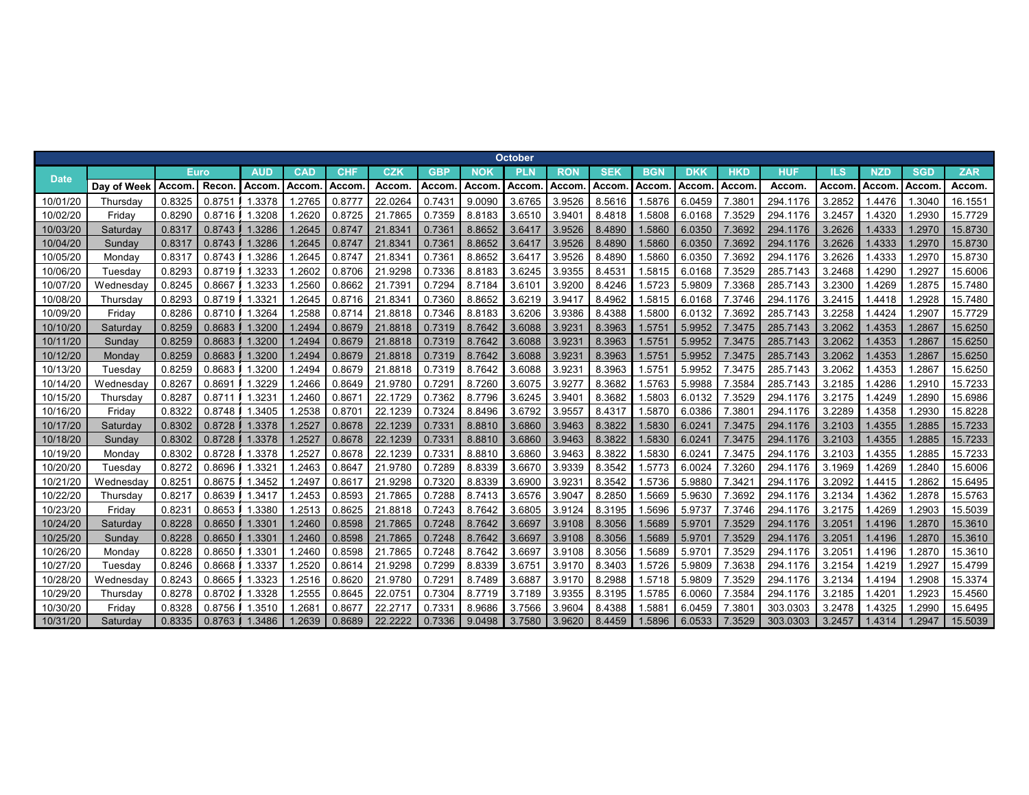| Date | | Euro | | AUD | CAD | CHF | CZK | GBP | NOK | PLN | RON | SEK | BGN | DKK | HKD | HUF | ILS | NZD | SGD | ZAR |
|---|---|---|---|---|---|---|---|---|---|---|---|---|---|---|---|---|---|---|---|---|
| October | | | | | | | | | | | | | | | | | | | | |
| | Day of Week | Accom. | Recon. | Accom. | Accom. | Accom. | Accom. | Accom. | Accom. | Accom. | Accom. | Accom. | Accom. | Accom. | Accom. | Accom. | Accom. | Accom. | Accom. | Accom. |
| 10/01/20 | Thursday | 0.8325 | 0.8751 | 1.3378 | 1.2765 | 0.8777 | 22.0264 | 0.7431 | 9.0090 | 3.6765 | 3.9526 | 8.5616 | 1.5876 | 6.0459 | 7.3801 | 294.1176 | 3.2852 | 1.4476 | 1.3040 | 16.1551 |
| 10/02/20 | Friday | 0.8290 | 0.8716 | 1.3208 | 1.2620 | 0.8725 | 21.7865 | 0.7359 | 8.8183 | 3.6510 | 3.9401 | 8.4818 | 1.5808 | 6.0168 | 7.3529 | 294.1176 | 3.2457 | 1.4320 | 1.2930 | 15.7729 |
| 10/03/20 | Saturday | 0.8317 | 0.8743 | 1.3286 | 1.2645 | 0.8747 | 21.8341 | 0.7361 | 8.8652 | 3.6417 | 3.9526 | 8.4890 | 1.5860 | 6.0350 | 7.3692 | 294.1176 | 3.2626 | 1.4333 | 1.2970 | 15.8730 |
| 10/04/20 | Sunday | 0.8317 | 0.8743 | 1.3286 | 1.2645 | 0.8747 | 21.8341 | 0.7361 | 8.8652 | 3.6417 | 3.9526 | 8.4890 | 1.5860 | 6.0350 | 7.3692 | 294.1176 | 3.2626 | 1.4333 | 1.2970 | 15.8730 |
| 10/05/20 | Monday | 0.8317 | 0.8743 | 1.3286 | 1.2645 | 0.8747 | 21.8341 | 0.7361 | 8.8652 | 3.6417 | 3.9526 | 8.4890 | 1.5860 | 6.0350 | 7.3692 | 294.1176 | 3.2626 | 1.4333 | 1.2970 | 15.8730 |
| 10/06/20 | Tuesday | 0.8293 | 0.8719 | 1.3233 | 1.2602 | 0.8706 | 21.9298 | 0.7336 | 8.8183 | 3.6245 | 3.9355 | 8.4531 | 1.5815 | 6.0168 | 7.3529 | 285.7143 | 3.2468 | 1.4290 | 1.2927 | 15.6006 |
| 10/07/20 | Wednesday | 0.8245 | 0.8667 | 1.3233 | 1.2560 | 0.8662 | 21.7391 | 0.7294 | 8.7184 | 3.6101 | 3.9200 | 8.4246 | 1.5723 | 5.9809 | 7.3368 | 285.7143 | 3.2300 | 1.4269 | 1.2875 | 15.7480 |
| 10/08/20 | Thursday | 0.8293 | 0.8719 | 1.3321 | 1.2645 | 0.8716 | 21.8341 | 0.7360 | 8.8652 | 3.6219 | 3.9417 | 8.4962 | 1.5815 | 6.0168 | 7.3746 | 294.1176 | 3.2415 | 1.4418 | 1.2928 | 15.7480 |
| 10/09/20 | Friday | 0.8286 | 0.8710 | 1.3264 | 1.2588 | 0.8714 | 21.8818 | 0.7346 | 8.8183 | 3.6206 | 3.9386 | 8.4388 | 1.5800 | 6.0132 | 7.3692 | 285.7143 | 3.2258 | 1.4424 | 1.2907 | 15.7729 |
| 10/10/20 | Saturday | 0.8259 | 0.8683 | 1.3200 | 1.2494 | 0.8679 | 21.8818 | 0.7319 | 8.7642 | 3.6088 | 3.9231 | 8.3963 | 1.5751 | 5.9952 | 7.3475 | 285.7143 | 3.2062 | 1.4353 | 1.2867 | 15.6250 |
| 10/11/20 | Sunday | 0.8259 | 0.8683 | 1.3200 | 1.2494 | 0.8679 | 21.8818 | 0.7319 | 8.7642 | 3.6088 | 3.9231 | 8.3963 | 1.5751 | 5.9952 | 7.3475 | 285.7143 | 3.2062 | 1.4353 | 1.2867 | 15.6250 |
| 10/12/20 | Monday | 0.8259 | 0.8683 | 1.3200 | 1.2494 | 0.8679 | 21.8818 | 0.7319 | 8.7642 | 3.6088 | 3.9231 | 8.3963 | 1.5751 | 5.9952 | 7.3475 | 285.7143 | 3.2062 | 1.4353 | 1.2867 | 15.6250 |
| 10/13/20 | Tuesday | 0.8259 | 0.8683 | 1.3200 | 1.2494 | 0.8679 | 21.8818 | 0.7319 | 8.7642 | 3.6088 | 3.9231 | 8.3963 | 1.5751 | 5.9952 | 7.3475 | 285.7143 | 3.2062 | 1.4353 | 1.2867 | 15.6250 |
| 10/14/20 | Wednesday | 0.8267 | 0.8691 | 1.3229 | 1.2466 | 0.8649 | 21.9780 | 0.7291 | 8.7260 | 3.6075 | 3.9277 | 8.3682 | 1.5763 | 5.9988 | 7.3584 | 285.7143 | 3.2185 | 1.4286 | 1.2910 | 15.7233 |
| 10/15/20 | Thursday | 0.8287 | 0.8711 | 1.3231 | 1.2460 | 0.8671 | 22.1729 | 0.7362 | 8.7796 | 3.6245 | 3.9401 | 8.3682 | 1.5803 | 6.0132 | 7.3529 | 294.1176 | 3.2175 | 1.4249 | 1.2890 | 15.6986 |
| 10/16/20 | Friday | 0.8322 | 0.8748 | 1.3405 | 1.2538 | 0.8701 | 22.1239 | 0.7324 | 8.8496 | 3.6792 | 3.9557 | 8.4317 | 1.5870 | 6.0386 | 7.3801 | 294.1176 | 3.2289 | 1.4358 | 1.2930 | 15.8228 |
| 10/17/20 | Saturday | 0.8302 | 0.8728 | 1.3378 | 1.2527 | 0.8678 | 22.1239 | 0.7331 | 8.8810 | 3.6860 | 3.9463 | 8.3822 | 1.5830 | 6.0241 | 7.3475 | 294.1176 | 3.2103 | 1.4355 | 1.2885 | 15.7233 |
| 10/18/20 | Sunday | 0.8302 | 0.8728 | 1.3378 | 1.2527 | 0.8678 | 22.1239 | 0.7331 | 8.8810 | 3.6860 | 3.9463 | 8.3822 | 1.5830 | 6.0241 | 7.3475 | 294.1176 | 3.2103 | 1.4355 | 1.2885 | 15.7233 |
| 10/19/20 | Monday | 0.8302 | 0.8728 | 1.3378 | 1.2527 | 0.8678 | 22.1239 | 0.7331 | 8.8810 | 3.6860 | 3.9463 | 8.3822 | 1.5830 | 6.0241 | 7.3475 | 294.1176 | 3.2103 | 1.4355 | 1.2885 | 15.7233 |
| 10/20/20 | Tuesday | 0.8272 | 0.8696 | 1.3321 | 1.2463 | 0.8647 | 21.9780 | 0.7289 | 8.8339 | 3.6670 | 3.9339 | 8.3542 | 1.5773 | 6.0024 | 7.3260 | 294.1176 | 3.1969 | 1.4269 | 1.2840 | 15.6006 |
| 10/21/20 | Wednesday | 0.8251 | 0.8675 | 1.3452 | 1.2497 | 0.8617 | 21.9298 | 0.7320 | 8.8339 | 3.6900 | 3.9231 | 8.3542 | 1.5736 | 5.9880 | 7.3421 | 294.1176 | 3.2092 | 1.4415 | 1.2862 | 15.6495 |
| 10/22/20 | Thursday | 0.8217 | 0.8639 | 1.3417 | 1.2453 | 0.8593 | 21.7865 | 0.7288 | 8.7413 | 3.6576 | 3.9047 | 8.2850 | 1.5669 | 5.9630 | 7.3692 | 294.1176 | 3.2134 | 1.4362 | 1.2878 | 15.5763 |
| 10/23/20 | Friday | 0.8231 | 0.8653 | 1.3380 | 1.2513 | 0.8625 | 21.8818 | 0.7243 | 8.7642 | 3.6805 | 3.9124 | 8.3195 | 1.5696 | 5.9737 | 7.3746 | 294.1176 | 3.2175 | 1.4269 | 1.2903 | 15.5039 |
| 10/24/20 | Saturday | 0.8228 | 0.8650 | 1.3301 | 1.2460 | 0.8598 | 21.7865 | 0.7248 | 8.7642 | 3.6697 | 3.9108 | 8.3056 | 1.5689 | 5.9701 | 7.3529 | 294.1176 | 3.2051 | 1.4196 | 1.2870 | 15.3610 |
| 10/25/20 | Sunday | 0.8228 | 0.8650 | 1.3301 | 1.2460 | 0.8598 | 21.7865 | 0.7248 | 8.7642 | 3.6697 | 3.9108 | 8.3056 | 1.5689 | 5.9701 | 7.3529 | 294.1176 | 3.2051 | 1.4196 | 1.2870 | 15.3610 |
| 10/26/20 | Monday | 0.8228 | 0.8650 | 1.3301 | 1.2460 | 0.8598 | 21.7865 | 0.7248 | 8.7642 | 3.6697 | 3.9108 | 8.3056 | 1.5689 | 5.9701 | 7.3529 | 294.1176 | 3.2051 | 1.4196 | 1.2870 | 15.3610 |
| 10/27/20 | Tuesday | 0.8246 | 0.8668 | 1.3337 | 1.2520 | 0.8614 | 21.9298 | 0.7299 | 8.8339 | 3.6751 | 3.9170 | 8.3403 | 1.5726 | 5.9809 | 7.3638 | 294.1176 | 3.2154 | 1.4219 | 1.2927 | 15.4799 |
| 10/28/20 | Wednesday | 0.8243 | 0.8665 | 1.3323 | 1.2516 | 0.8620 | 21.9780 | 0.7291 | 8.7489 | 3.6887 | 3.9170 | 8.2988 | 1.5718 | 5.9809 | 7.3529 | 294.1176 | 3.2134 | 1.4194 | 1.2908 | 15.3374 |
| 10/29/20 | Thursday | 0.8278 | 0.8702 | 1.3328 | 1.2555 | 0.8645 | 22.0751 | 0.7304 | 8.7719 | 3.7189 | 3.9355 | 8.3195 | 1.5785 | 6.0060 | 7.3584 | 294.1176 | 3.2185 | 1.4201 | 1.2923 | 15.4560 |
| 10/30/20 | Friday | 0.8328 | 0.8756 | 1.3510 | 1.2681 | 0.8677 | 22.2717 | 0.7331 | 8.9686 | 3.7566 | 3.9604 | 8.4388 | 1.5881 | 6.0459 | 7.3801 | 303.0303 | 3.2478 | 1.4325 | 1.2990 | 15.6495 |
| 10/31/20 | Saturday | 0.8335 | 0.8763 | 1.3486 | 1.2639 | 0.8689 | 22.2222 | 0.7336 | 9.0498 | 3.7580 | 3.9620 | 8.4459 | 1.5896 | 6.0533 | 7.3529 | 303.0303 | 3.2457 | 1.4314 | 1.2947 | 15.5039 |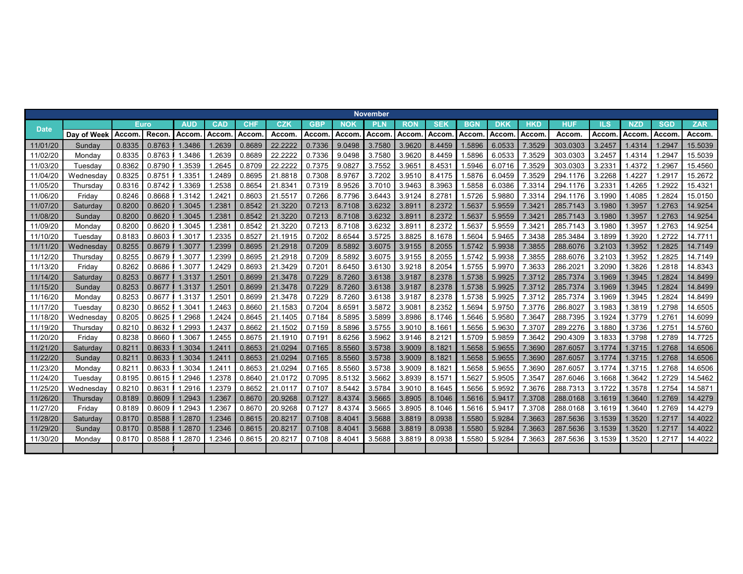| November | | | | | | | | | | | | | | | | | | | | |
|---|---|---|---|---|---|---|---|---|---|---|---|---|---|---|---|---|---|---|---|---|
| Date | | Euro | | AUD | CAD | CHF | CZK | GBP | NOK | PLN | RON | SEK | BGN | DKK | HKD | HUF | ILS | NZD | SGD | ZAR |
| | Day of Week | Accom. | Recon. | Accom. | Accom. | Accom. | Accom. | Accom. | Accom. | Accom. | Accom. | Accom. | Accom. | Accom. | Accom. | Accom. | Accom. | Accom. | Accom. | Accom. |
| 11/01/20 | Sunday | 0.8335 | 0.8763 | 1.3486 | 1.2639 | 0.8689 | 22.2222 | 0.7336 | 9.0498 | 3.7580 | 3.9620 | 8.4459 | 1.5896 | 6.0533 | 7.3529 | 303.0303 | 3.2457 | 1.4314 | 1.2947 | 15.5039 |
| 11/02/20 | Monday | 0.8335 | 0.8763 | 1.3486 | 1.2639 | 0.8689 | 22.2222 | 0.7336 | 9.0498 | 3.7580 | 3.9620 | 8.4459 | 1.5896 | 6.0533 | 7.3529 | 303.0303 | 3.2457 | 1.4314 | 1.2947 | 15.5039 |
| 11/03/20 | Tuesday | 0.8362 | 0.8790 | 1.3539 | 1.2645 | 0.8709 | 22.2222 | 0.7375 | 9.0827 | 3.7552 | 3.9651 | 8.4531 | 1.5946 | 6.0716 | 7.3529 | 303.0303 | 3.2331 | 1.4372 | 1.2967 | 15.4560 |
| 11/04/20 | Wednesday | 0.8325 | 0.8751 | 1.3351 | 1.2489 | 0.8695 | 21.8818 | 0.7308 | 8.9767 | 3.7202 | 3.9510 | 8.4175 | 1.5876 | 6.0459 | 7.3529 | 294.1176 | 3.2268 | 1.4227 | 1.2917 | 15.2672 |
| 11/05/20 | Thursday | 0.8316 | 0.8742 | 1.3369 | 1.2538 | 0.8654 | 21.8341 | 0.7319 | 8.9526 | 3.7010 | 3.9463 | 8.3963 | 1.5858 | 6.0386 | 7.3314 | 294.1176 | 3.2331 | 1.4265 | 1.2922 | 15.4321 |
| 11/06/20 | Friday | 0.8246 | 0.8668 | 1.3142 | 1.2421 | 0.8603 | 21.5517 | 0.7266 | 8.7796 | 3.6443 | 3.9124 | 8.2781 | 1.5726 | 5.9880 | 7.3314 | 294.1176 | 3.1990 | 1.4085 | 1.2824 | 15.0150 |
| 11/07/20 | Saturday | 0.8200 | 0.8620 | 1.3045 | 1.2381 | 0.8542 | 21.3220 | 0.7213 | 8.7108 | 3.6232 | 3.8911 | 8.2372 | 1.5637 | 5.9559 | 7.3421 | 285.7143 | 3.1980 | 1.3957 | 1.2763 | 14.9254 |
| 11/08/20 | Sunday | 0.8200 | 0.8620 | 1.3045 | 1.2381 | 0.8542 | 21.3220 | 0.7213 | 8.7108 | 3.6232 | 3.8911 | 8.2372 | 1.5637 | 5.9559 | 7.3421 | 285.7143 | 3.1980 | 1.3957 | 1.2763 | 14.9254 |
| 11/09/20 | Monday | 0.8200 | 0.8620 | 1.3045 | 1.2381 | 0.8542 | 21.3220 | 0.7213 | 8.7108 | 3.6232 | 3.8911 | 8.2372 | 1.5637 | 5.9559 | 7.3421 | 285.7143 | 3.1980 | 1.3957 | 1.2763 | 14.9254 |
| 11/10/20 | Tuesday | 0.8183 | 0.8603 | 1.3017 | 1.2335 | 0.8527 | 21.1915 | 0.7202 | 8.6544 | 3.5725 | 3.8825 | 8.1678 | 1.5604 | 5.9465 | 7.3438 | 285.3484 | 3.1899 | 1.3920 | 1.2722 | 14.7711 |
| 11/11/20 | Wednesday | 0.8255 | 0.8679 | 1.3077 | 1.2399 | 0.8695 | 21.2918 | 0.7209 | 8.5892 | 3.6075 | 3.9155 | 8.2055 | 1.5742 | 5.9938 | 7.3855 | 288.6076 | 3.2103 | 1.3952 | 1.2825 | 14.7149 |
| 11/12/20 | Thursday | 0.8255 | 0.8679 | 1.3077 | 1.2399 | 0.8695 | 21.2918 | 0.7209 | 8.5892 | 3.6075 | 3.9155 | 8.2055 | 1.5742 | 5.9938 | 7.3855 | 288.6076 | 3.2103 | 1.3952 | 1.2825 | 14.7149 |
| 11/13/20 | Friday | 0.8262 | 0.8686 | 1.3077 | 1.2429 | 0.8693 | 21.3429 | 0.7201 | 8.6450 | 3.6130 | 3.9218 | 8.2054 | 1.5755 | 5.9970 | 7.3633 | 286.2021 | 3.2090 | 1.3826 | 1.2818 | 14.8343 |
| 11/14/20 | Saturday | 0.8253 | 0.8677 | 1.3137 | 1.2501 | 0.8699 | 21.3478 | 0.7229 | 8.7260 | 3.6138 | 3.9187 | 8.2378 | 1.5738 | 5.9925 | 7.3712 | 285.7374 | 3.1969 | 1.3945 | 1.2824 | 14.8499 |
| 11/15/20 | Sunday | 0.8253 | 0.8677 | 1.3137 | 1.2501 | 0.8699 | 21.3478 | 0.7229 | 8.7260 | 3.6138 | 3.9187 | 8.2378 | 1.5738 | 5.9925 | 7.3712 | 285.7374 | 3.1969 | 1.3945 | 1.2824 | 14.8499 |
| 11/16/20 | Monday | 0.8253 | 0.8677 | 1.3137 | 1.2501 | 0.8699 | 21.3478 | 0.7229 | 8.7260 | 3.6138 | 3.9187 | 8.2378 | 1.5738 | 5.9925 | 7.3712 | 285.7374 | 3.1969 | 1.3945 | 1.2824 | 14.8499 |
| 11/17/20 | Tuesday | 0.8230 | 0.8652 | 1.3041 | 1.2463 | 0.8660 | 21.1583 | 0.7204 | 8.6591 | 3.5872 | 3.9081 | 8.2352 | 1.5694 | 5.9750 | 7.3776 | 286.8027 | 3.1983 | 1.3819 | 1.2798 | 14.6505 |
| 11/18/20 | Wednesday | 0.8205 | 0.8625 | 1.2968 | 1.2424 | 0.8645 | 21.1405 | 0.7184 | 8.5895 | 3.5899 | 3.8986 | 8.1746 | 1.5646 | 5.9580 | 7.3647 | 288.7395 | 3.1924 | 1.3779 | 1.2761 | 14.6099 |
| 11/19/20 | Thursday | 0.8210 | 0.8632 | 1.2993 | 1.2437 | 0.8662 | 21.1502 | 0.7159 | 8.5896 | 3.5755 | 3.9010 | 8.1661 | 1.5656 | 5.9630 | 7.3707 | 289.2276 | 3.1880 | 1.3736 | 1.2751 | 14.5760 |
| 11/20/20 | Friday | 0.8238 | 0.8660 | 1.3067 | 1.2455 | 0.8675 | 21.1910 | 0.7191 | 8.6256 | 3.5962 | 3.9146 | 8.2121 | 1.5709 | 5.9859 | 7.3642 | 290.4309 | 3.1833 | 1.3798 | 1.2789 | 14.7725 |
| 11/21/20 | Saturday | 0.8211 | 0.8633 | 1.3034 | 1.2411 | 0.8653 | 21.0294 | 0.7165 | 8.5560 | 3.5738 | 3.9009 | 8.1821 | 1.5658 | 5.9655 | 7.3690 | 287.6057 | 3.1774 | 1.3715 | 1.2768 | 14.6506 |
| 11/22/20 | Sunday | 0.8211 | 0.8633 | 1.3034 | 1.2411 | 0.8653 | 21.0294 | 0.7165 | 8.5560 | 3.5738 | 3.9009 | 8.1821 | 1.5658 | 5.9655 | 7.3690 | 287.6057 | 3.1774 | 1.3715 | 1.2768 | 14.6506 |
| 11/23/20 | Monday | 0.8211 | 0.8633 | 1.3034 | 1.2411 | 0.8653 | 21.0294 | 0.7165 | 8.5560 | 3.5738 | 3.9009 | 8.1821 | 1.5658 | 5.9655 | 7.3690 | 287.6057 | 3.1774 | 1.3715 | 1.2768 | 14.6506 |
| 11/24/20 | Tuesday | 0.8195 | 0.8615 | 1.2946 | 1.2378 | 0.8640 | 21.0172 | 0.7095 | 8.5132 | 3.5662 | 3.8939 | 8.1571 | 1.5627 | 5.9505 | 7.3547 | 287.6046 | 3.1668 | 1.3642 | 1.2729 | 14.5462 |
| 11/25/20 | Wednesday | 0.8210 | 0.8631 | 1.2916 | 1.2379 | 0.8652 | 21.0117 | 0.7107 | 8.5442 | 3.5784 | 3.9010 | 8.1645 | 1.5656 | 5.9592 | 7.3676 | 288.7313 | 3.1722 | 1.3578 | 1.2754 | 14.5871 |
| 11/26/20 | Thursday | 0.8189 | 0.8609 | 1.2943 | 1.2367 | 0.8670 | 20.9268 | 0.7127 | 8.4374 | 3.5665 | 3.8905 | 8.1046 | 1.5616 | 5.9417 | 7.3708 | 288.0168 | 3.1619 | 1.3640 | 1.2769 | 14.4279 |
| 11/27/20 | Friday | 0.8189 | 0.8609 | 1.2943 | 1.2367 | 0.8670 | 20.9268 | 0.7127 | 8.4374 | 3.5665 | 3.8905 | 8.1046 | 1.5616 | 5.9417 | 7.3708 | 288.0168 | 3.1619 | 1.3640 | 1.2769 | 14.4279 |
| 11/28/20 | Saturday | 0.8170 | 0.8588 | 1.2870 | 1.2346 | 0.8615 | 20.8217 | 0.7108 | 8.4041 | 3.5688 | 3.8819 | 8.0938 | 1.5580 | 5.9284 | 7.3663 | 287.5636 | 3.1539 | 1.3520 | 1.2717 | 14.4022 |
| 11/29/20 | Sunday | 0.8170 | 0.8588 | 1.2870 | 1.2346 | 0.8615 | 20.8217 | 0.7108 | 8.4041 | 3.5688 | 3.8819 | 8.0938 | 1.5580 | 5.9284 | 7.3663 | 287.5636 | 3.1539 | 1.3520 | 1.2717 | 14.4022 |
| 11/30/20 | Monday | 0.8170 | 0.8588 | 1.2870 | 1.2346 | 0.8615 | 20.8217 | 0.7108 | 8.4041 | 3.5688 | 3.8819 | 8.0938 | 1.5580 | 5.9284 | 7.3663 | 287.5636 | 3.1539 | 1.3520 | 1.2717 | 14.4022 |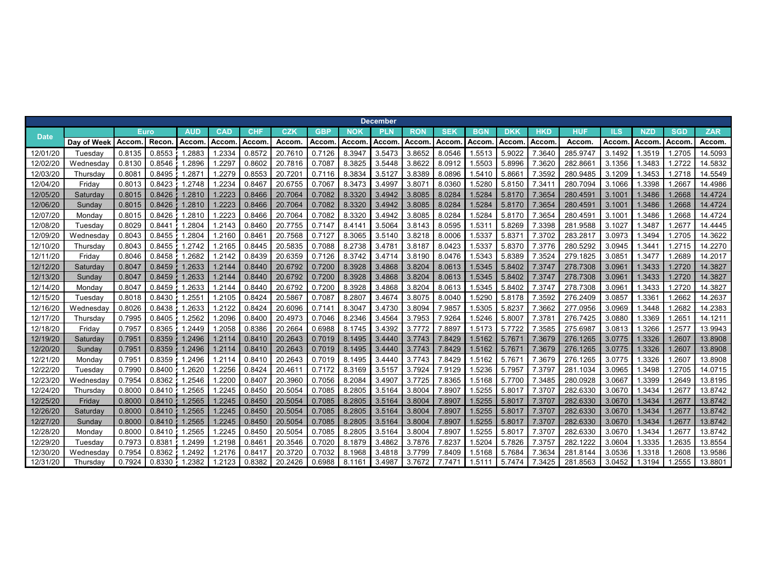| December | | | | | | | | | | | | | | | | | | | | |
|---|---|---|---|---|---|---|---|---|---|---|---|---|---|---|---|---|---|---|---|---|
| Date | | Euro | | AUD | CAD | CHF | CZK | GBP | NOK | PLN | RON | SEK | BGN | DKK | HKD | HUF | ILS | NZD | SGD | ZAR |
| | Day of Week | Accom. | Recon. | Accom. | Accom. | Accom. | Accom. | Accom. | Accom. | Accom. | Accom. | Accom. | Accom. | Accom. | Accom. | Accom. | Accom. | Accom. | Accom. | Accom. |
| 12/01/20 | Tuesday | 0.8135 | 0.8553 | 1.2883 | 1.2334 | 0.8572 | 20.7610 | 0.7126 | 8.3947 | 3.5473 | 3.8652 | 8.0546 | 1.5513 | 5.9022 | 7.3640 | 285.9747 | 3.1492 | 1.3519 | 1.2705 | 14.5093 |
| 12/02/20 | Wednesday | 0.8130 | 0.8546 | 1.2896 | 1.2297 | 0.8602 | 20.7816 | 0.7087 | 8.3825 | 3.5448 | 3.8622 | 8.0912 | 1.5503 | 5.8996 | 7.3620 | 282.8661 | 3.1356 | 1.3483 | 1.2722 | 14.5832 |
| 12/03/20 | Thursday | 0.8081 | 0.8495 | 1.2871 | 1.2279 | 0.8553 | 20.7201 | 0.7116 | 8.3834 | 3.5127 | 3.8389 | 8.0896 | 1.5410 | 5.8661 | 7.3592 | 280.9485 | 3.1209 | 1.3453 | 1.2718 | 14.5549 |
| 12/04/20 | Friday | 0.8013 | 0.8423 | 1.2748 | 1.2234 | 0.8467 | 20.6755 | 0.7067 | 8.3473 | 3.4997 | 3.8071 | 8.0360 | 1.5280 | 5.8150 | 7.3411 | 280.7094 | 3.1066 | 1.3398 | 1.2667 | 14.4986 |
| 12/05/20 | Saturday | 0.8015 | 0.8426 | 1.2810 | 1.2223 | 0.8466 | 20.7064 | 0.7082 | 8.3320 | 3.4942 | 3.8085 | 8.0284 | 1.5284 | 5.8170 | 7.3654 | 280.4591 | 3.1001 | 1.3486 | 1.2668 | 14.4724 |
| 12/06/20 | Sunday | 0.8015 | 0.8426 | 1.2810 | 1.2223 | 0.8466 | 20.7064 | 0.7082 | 8.3320 | 3.4942 | 3.8085 | 8.0284 | 1.5284 | 5.8170 | 7.3654 | 280.4591 | 3.1001 | 1.3486 | 1.2668 | 14.4724 |
| 12/07/20 | Monday | 0.8015 | 0.8426 | 1.2810 | 1.2223 | 0.8466 | 20.7064 | 0.7082 | 8.3320 | 3.4942 | 3.8085 | 8.0284 | 1.5284 | 5.8170 | 7.3654 | 280.4591 | 3.1001 | 1.3486 | 1.2668 | 14.4724 |
| 12/08/20 | Tuesday | 0.8029 | 0.8441 | 1.2804 | 1.2143 | 0.8460 | 20.7755 | 0.7147 | 8.4141 | 3.5064 | 3.8143 | 8.0595 | 1.5311 | 5.8269 | 7.3398 | 281.9588 | 3.1027 | 1.3487 | 1.2677 | 14.4445 |
| 12/09/20 | Wednesday | 0.8043 | 0.8455 | 1.2804 | 1.2160 | 0.8461 | 20.7568 | 0.7127 | 8.3065 | 3.5140 | 3.8218 | 8.0006 | 1.5337 | 5.8371 | 7.3702 | 283.2817 | 3.0973 | 1.3494 | 1.2705 | 14.3622 |
| 12/10/20 | Thursday | 0.8043 | 0.8455 | 1.2742 | 1.2165 | 0.8445 | 20.5835 | 0.7088 | 8.2738 | 3.4781 | 3.8187 | 8.0423 | 1.5337 | 5.8370 | 7.3776 | 280.5292 | 3.0945 | 1.3441 | 1.2715 | 14.2270 |
| 12/11/20 | Friday | 0.8046 | 0.8458 | 1.2682 | 1.2142 | 0.8439 | 20.6359 | 0.7126 | 8.3742 | 3.4714 | 3.8190 | 8.0476 | 1.5343 | 5.8389 | 7.3524 | 279.1825 | 3.0851 | 1.3477 | 1.2689 | 14.2017 |
| 12/12/20 | Saturday | 0.8047 | 0.8459 | 1.2633 | 1.2144 | 0.8440 | 20.6792 | 0.7200 | 8.3928 | 3.4868 | 3.8204 | 8.0613 | 1.5345 | 5.8402 | 7.3747 | 278.7308 | 3.0961 | 1.3433 | 1.2720 | 14.3827 |
| 12/13/20 | Sunday | 0.8047 | 0.8459 | 1.2633 | 1.2144 | 0.8440 | 20.6792 | 0.7200 | 8.3928 | 3.4868 | 3.8204 | 8.0613 | 1.5345 | 5.8402 | 7.3747 | 278.7308 | 3.0961 | 1.3433 | 1.2720 | 14.3827 |
| 12/14/20 | Monday | 0.8047 | 0.8459 | 1.2633 | 1.2144 | 0.8440 | 20.6792 | 0.7200 | 8.3928 | 3.4868 | 3.8204 | 8.0613 | 1.5345 | 5.8402 | 7.3747 | 278.7308 | 3.0961 | 1.3433 | 1.2720 | 14.3827 |
| 12/15/20 | Tuesday | 0.8018 | 0.8430 | 1.2551 | 1.2105 | 0.8424 | 20.5867 | 0.7087 | 8.2807 | 3.4674 | 3.8075 | 8.0040 | 1.5290 | 5.8178 | 7.3592 | 276.2409 | 3.0857 | 1.3361 | 1.2662 | 14.2637 |
| 12/16/20 | Wednesday | 0.8026 | 0.8438 | 1.2633 | 1.2122 | 0.8424 | 20.6096 | 0.7141 | 8.3047 | 3.4730 | 3.8094 | 7.9857 | 1.5305 | 5.8237 | 7.3662 | 277.0956 | 3.0969 | 1.3448 | 1.2682 | 14.2383 |
| 12/17/20 | Thursday | 0.7995 | 0.8405 | 1.2562 | 1.2096 | 0.8400 | 20.4973 | 0.7046 | 8.2346 | 3.4564 | 3.7953 | 7.9264 | 1.5246 | 5.8007 | 7.3781 | 276.7425 | 3.0880 | 1.3369 | 1.2651 | 14.1211 |
| 12/18/20 | Friday | 0.7957 | 0.8365 | 1.2449 | 1.2058 | 0.8386 | 20.2664 | 0.6988 | 8.1745 | 3.4392 | 3.7772 | 7.8897 | 1.5173 | 5.7722 | 7.3585 | 275.6987 | 3.0813 | 1.3266 | 1.2577 | 13.9943 |
| 12/19/20 | Saturday | 0.7951 | 0.8359 | 1.2496 | 1.2114 | 0.8410 | 20.2643 | 0.7019 | 8.1495 | 3.4440 | 3.7743 | 7.8429 | 1.5162 | 5.7671 | 7.3679 | 276.1265 | 3.0775 | 1.3326 | 1.2607 | 13.8908 |
| 12/20/20 | Sunday | 0.7951 | 0.8359 | 1.2496 | 1.2114 | 0.8410 | 20.2643 | 0.7019 | 8.1495 | 3.4440 | 3.7743 | 7.8429 | 1.5162 | 5.7671 | 7.3679 | 276.1265 | 3.0775 | 1.3326 | 1.2607 | 13.8908 |
| 12/21/20 | Monday | 0.7951 | 0.8359 | 1.2496 | 1.2114 | 0.8410 | 20.2643 | 0.7019 | 8.1495 | 3.4440 | 3.7743 | 7.8429 | 1.5162 | 5.7671 | 7.3679 | 276.1265 | 3.0775 | 1.3326 | 1.2607 | 13.8908 |
| 12/22/20 | Tuesday | 0.7990 | 0.8400 | 1.2620 | 1.2256 | 0.8424 | 20.4611 | 0.7172 | 8.3169 | 3.5157 | 3.7924 | 7.9129 | 1.5236 | 5.7957 | 7.3797 | 281.1034 | 3.0965 | 1.3498 | 1.2705 | 14.0715 |
| 12/23/20 | Wednesday | 0.7954 | 0.8362 | 1.2546 | 1.2200 | 0.8407 | 20.3960 | 0.7056 | 8.2084 | 3.4907 | 3.7725 | 7.8365 | 1.5168 | 5.7700 | 7.3485 | 280.0928 | 3.0667 | 1.3399 | 1.2649 | 13.8195 |
| 12/24/20 | Thursday | 0.8000 | 0.8410 | 1.2565 | 1.2245 | 0.8450 | 20.5054 | 0.7085 | 8.2805 | 3.5164 | 3.8004 | 7.8907 | 1.5255 | 5.8017 | 7.3707 | 282.6330 | 3.0670 | 1.3434 | 1.2677 | 13.8742 |
| 12/25/20 | Friday | 0.8000 | 0.8410 | 1.2565 | 1.2245 | 0.8450 | 20.5054 | 0.7085 | 8.2805 | 3.5164 | 3.8004 | 7.8907 | 1.5255 | 5.8017 | 7.3707 | 282.6330 | 3.0670 | 1.3434 | 1.2677 | 13.8742 |
| 12/26/20 | Saturday | 0.8000 | 0.8410 | 1.2565 | 1.2245 | 0.8450 | 20.5054 | 0.7085 | 8.2805 | 3.5164 | 3.8004 | 7.8907 | 1.5255 | 5.8017 | 7.3707 | 282.6330 | 3.0670 | 1.3434 | 1.2677 | 13.8742 |
| 12/27/20 | Sunday | 0.8000 | 0.8410 | 1.2565 | 1.2245 | 0.8450 | 20.5054 | 0.7085 | 8.2805 | 3.5164 | 3.8004 | 7.8907 | 1.5255 | 5.8017 | 7.3707 | 282.6330 | 3.0670 | 1.3434 | 1.2677 | 13.8742 |
| 12/28/20 | Monday | 0.8000 | 0.8410 | 1.2565 | 1.2245 | 0.8450 | 20.5054 | 0.7085 | 8.2805 | 3.5164 | 3.8004 | 7.8907 | 1.5255 | 5.8017 | 7.3707 | 282.6330 | 3.0670 | 1.3434 | 1.2677 | 13.8742 |
| 12/29/20 | Tuesday | 0.7973 | 0.8381 | 1.2499 | 1.2198 | 0.8461 | 20.3546 | 0.7020 | 8.1879 | 3.4862 | 3.7876 | 7.8237 | 1.5204 | 5.7826 | 7.3757 | 282.1222 | 3.0604 | 1.3335 | 1.2635 | 13.8554 |
| 12/30/20 | Wednesday | 0.7954 | 0.8362 | 1.2492 | 1.2176 | 0.8417 | 20.3720 | 0.7032 | 8.1968 | 3.4818 | 3.7799 | 7.8409 | 1.5168 | 5.7684 | 7.3634 | 281.8144 | 3.0536 | 1.3318 | 1.2608 | 13.9586 |
| 12/31/20 | Thursday | 0.7924 | 0.8330 | 1.2382 | 1.2123 | 0.8382 | 20.2426 | 0.6988 | 8.1161 | 3.4987 | 3.7672 | 7.7471 | 1.5111 | 5.7474 | 7.3425 | 281.8563 | 3.0452 | 1.3194 | 1.2555 | 13.8801 |